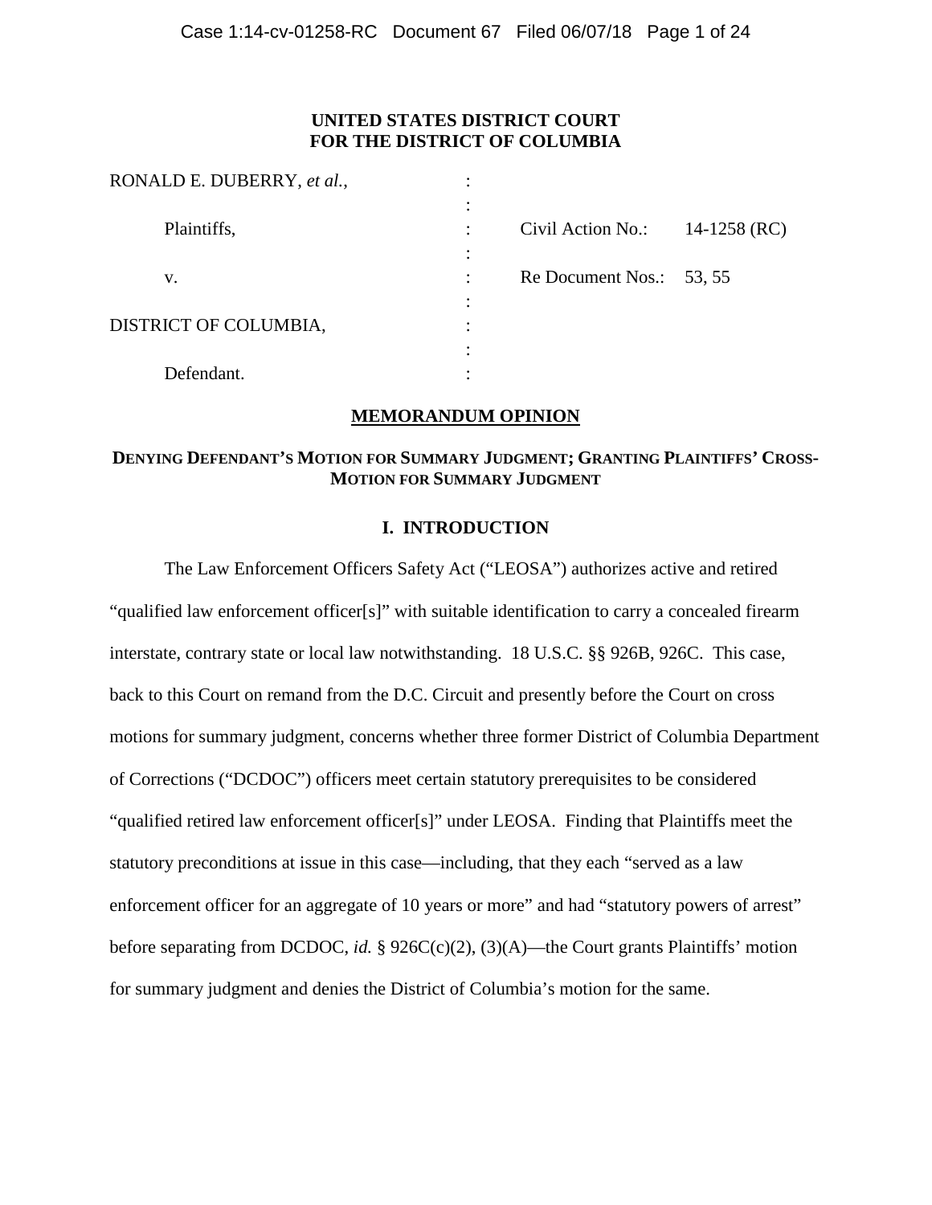**UNITED STATES DISTRICT COURT**
**FOR THE DISTRICT OF COLUMBIA**

| | | | |
|---|---|---|---|
| RONALD E. DUBERRY, *et al.*, | : | | |
| Plaintiffs, | : | Civil Action No.: | 14-1258 (RC) |
| v. | : | Re Document Nos.: | 53, 55 |
| DISTRICT OF COLUMBIA, | : | | |
| Defendant. | : | | |

## MEMORANDUM OPINION

### DENYING DEFENDANT'S MOTION FOR SUMMARY JUDGMENT; GRANTING PLAINTIFFS' CROSS-MOTION FOR SUMMARY JUDGMENT

## I. INTRODUCTION

The Law Enforcement Officers Safety Act ("LEOSA") authorizes active and retired "qualified law enforcement officer[s]" with suitable identification to carry a concealed firearm interstate, contrary state or local law notwithstanding. 18 U.S.C. §§ 926B, 926C. This case, back to this Court on remand from the D.C. Circuit and presently before the Court on cross motions for summary judgment, concerns whether three former District of Columbia Department of Corrections ("DCDOC") officers meet certain statutory prerequisites to be considered "qualified retired law enforcement officer[s]" under LEOSA. Finding that Plaintiffs meet the statutory preconditions at issue in this case—including, that they each "served as a law enforcement officer for an aggregate of 10 years or more" and had "statutory powers of arrest" before separating from DCDOC, *id.* § 926C(c)(2), (3)(A)—the Court grants Plaintiffs' motion for summary judgment and denies the District of Columbia's motion for the same.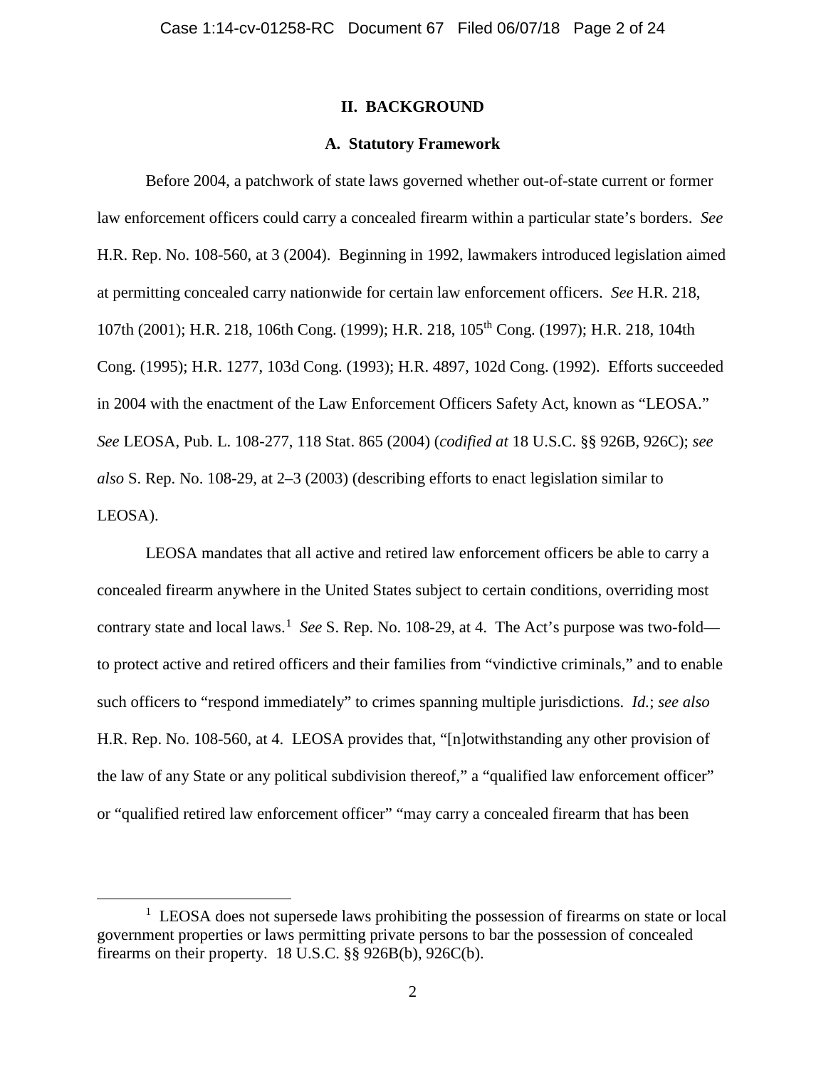## II. BACKGROUND

### A. Statutory Framework

Before 2004, a patchwork of state laws governed whether out-of-state current or former law enforcement officers could carry a concealed firearm within a particular state's borders. *See* H.R. Rep. No. 108-560, at 3 (2004). Beginning in 1992, lawmakers introduced legislation aimed at permitting concealed carry nationwide for certain law enforcement officers. *See* H.R. 218, 107th (2001); H.R. 218, 106th Cong. (1999); H.R. 218, 105th Cong. (1997); H.R. 218, 104th Cong. (1995); H.R. 1277, 103d Cong. (1993); H.R. 4897, 102d Cong. (1992). Efforts succeeded in 2004 with the enactment of the Law Enforcement Officers Safety Act, known as "LEOSA." *See* LEOSA, Pub. L. 108-277, 118 Stat. 865 (2004) (*codified at* 18 U.S.C. §§ 926B, 926C); *see also* S. Rep. No. 108-29, at 2–3 (2003) (describing efforts to enact legislation similar to LEOSA).

LEOSA mandates that all active and retired law enforcement officers be able to carry a concealed firearm anywhere in the United States subject to certain conditions, overriding most contrary state and local laws.[1] *See* S. Rep. No. 108-29, at 4. The Act's purpose was two-fold—to protect active and retired officers and their families from "vindictive criminals," and to enable such officers to "respond immediately" to crimes spanning multiple jurisdictions. *Id.*; *see also* H.R. Rep. No. 108-560, at 4. LEOSA provides that, "[n]otwithstanding any other provision of the law of any State or any political subdivision thereof," a "qualified law enforcement officer" or "qualified retired law enforcement officer" "may carry a concealed firearm that has been

[1] LEOSA does not supersede laws prohibiting the possession of firearms on state or local government properties or laws permitting private persons to bar the possession of concealed firearms on their property. 18 U.S.C. §§ 926B(b), 926C(b).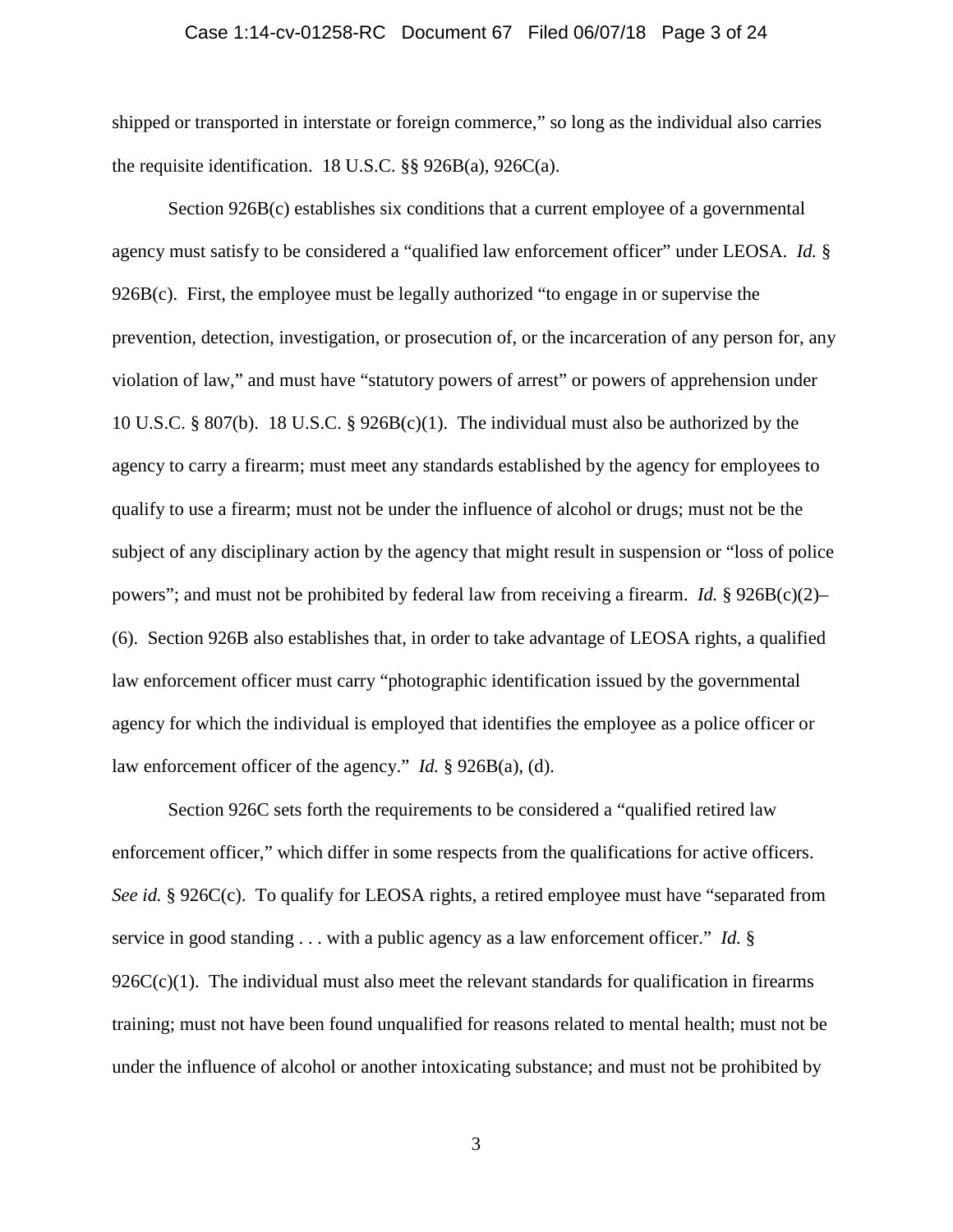shipped or transported in interstate or foreign commerce," so long as the individual also carries the requisite identification. 18 U.S.C. §§ 926B(a), 926C(a).

Section 926B(c) establishes six conditions that a current employee of a governmental agency must satisfy to be considered a "qualified law enforcement officer" under LEOSA. *Id.* § 926B(c). First, the employee must be legally authorized "to engage in or supervise the prevention, detection, investigation, or prosecution of, or the incarceration of any person for, any violation of law," and must have "statutory powers of arrest" or powers of apprehension under 10 U.S.C. § 807(b). 18 U.S.C. § 926B(c)(1). The individual must also be authorized by the agency to carry a firearm; must meet any standards established by the agency for employees to qualify to use a firearm; must not be under the influence of alcohol or drugs; must not be the subject of any disciplinary action by the agency that might result in suspension or "loss of police powers"; and must not be prohibited by federal law from receiving a firearm. *Id.* § 926B(c)(2)–(6). Section 926B also establishes that, in order to take advantage of LEOSA rights, a qualified law enforcement officer must carry "photographic identification issued by the governmental agency for which the individual is employed that identifies the employee as a police officer or law enforcement officer of the agency." *Id.* § 926B(a), (d).

Section 926C sets forth the requirements to be considered a "qualified retired law enforcement officer," which differ in some respects from the qualifications for active officers. *See id.* § 926C(c). To qualify for LEOSA rights, a retired employee must have "separated from service in good standing . . . with a public agency as a law enforcement officer." *Id.* § 926C(c)(1). The individual must also meet the relevant standards for qualification in firearms training; must not have been found unqualified for reasons related to mental health; must not be under the influence of alcohol or another intoxicating substance; and must not be prohibited by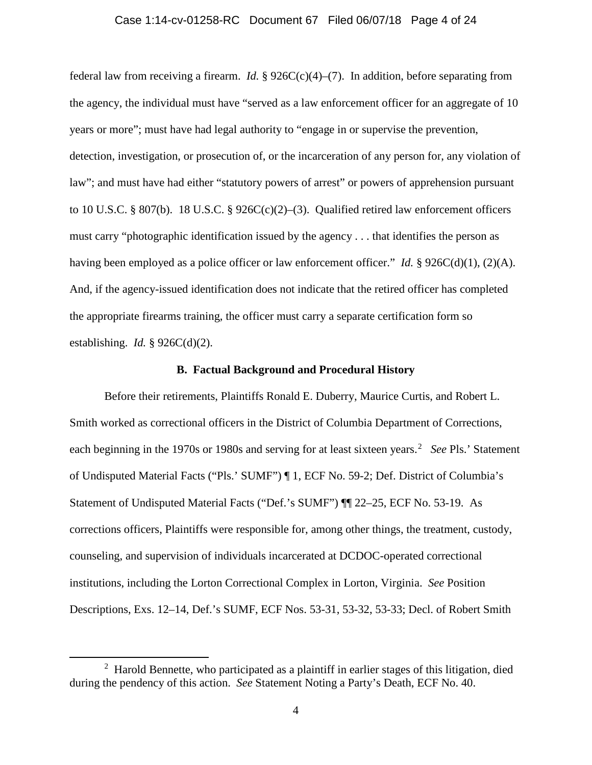federal law from receiving a firearm. *Id.* § 926C(c)(4)–(7). In addition, before separating from the agency, the individual must have "served as a law enforcement officer for an aggregate of 10 years or more"; must have had legal authority to "engage in or supervise the prevention, detection, investigation, or prosecution of, or the incarceration of any person for, any violation of law"; and must have had either "statutory powers of arrest" or powers of apprehension pursuant to 10 U.S.C. § 807(b). 18 U.S.C. § 926C(c)(2)–(3). Qualified retired law enforcement officers must carry "photographic identification issued by the agency . . . that identifies the person as having been employed as a police officer or law enforcement officer." *Id.* § 926C(d)(1), (2)(A). And, if the agency-issued identification does not indicate that the retired officer has completed the appropriate firearms training, the officer must carry a separate certification form so establishing. *Id.* § 926C(d)(2).

### B. Factual Background and Procedural History

Before their retirements, Plaintiffs Ronald E. Duberry, Maurice Curtis, and Robert L. Smith worked as correctional officers in the District of Columbia Department of Corrections, each beginning in the 1970s or 1980s and serving for at least sixteen years.[2] *See* Pls.' Statement of Undisputed Material Facts ("Pls.' SUMF") ¶ 1, ECF No. 59-2; Def. District of Columbia's Statement of Undisputed Material Facts ("Def.'s SUMF") ¶¶ 22–25, ECF No. 53-19. As corrections officers, Plaintiffs were responsible for, among other things, the treatment, custody, counseling, and supervision of individuals incarcerated at DCDOC-operated correctional institutions, including the Lorton Correctional Complex in Lorton, Virginia. *See* Position Descriptions, Exs. 12–14, Def.'s SUMF, ECF Nos. 53-31, 53-32, 53-33; Decl. of Robert Smith

---

[2] Harold Bennette, who participated as a plaintiff in earlier stages of this litigation, died during the pendency of this action. *See* Statement Noting a Party's Death, ECF No. 40.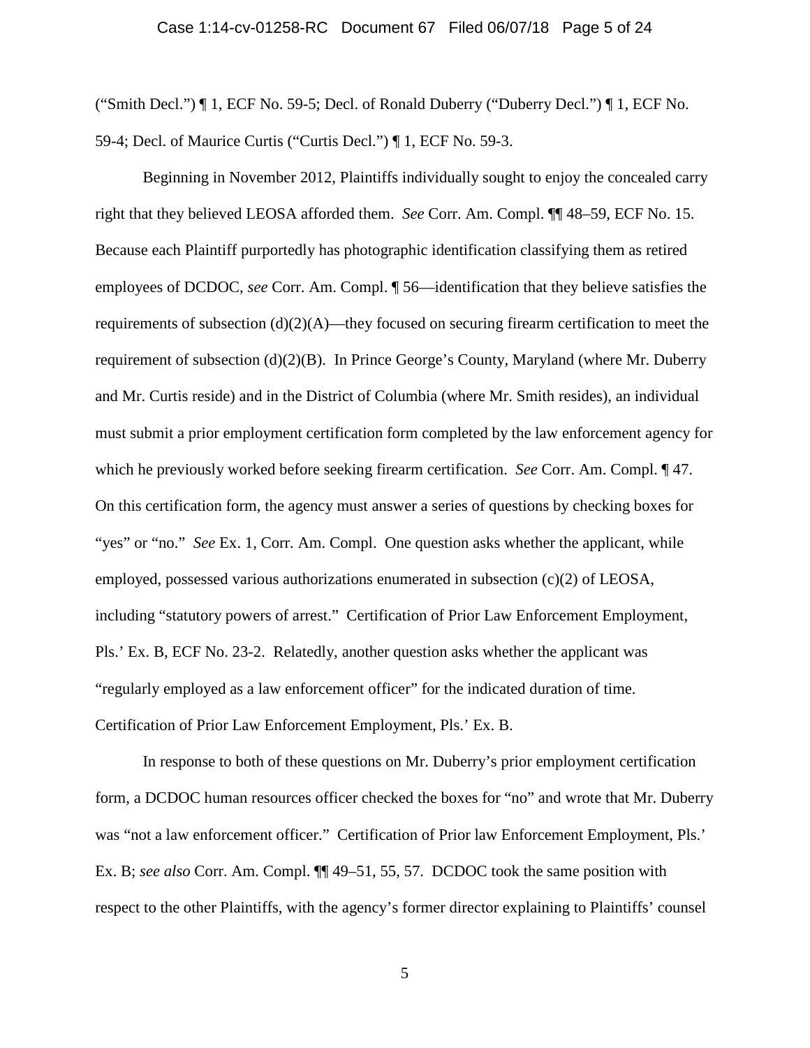("Smith Decl.") ¶ 1, ECF No. 59-5; Decl. of Ronald Duberry ("Duberry Decl.") ¶ 1, ECF No. 59-4; Decl. of Maurice Curtis ("Curtis Decl.") ¶ 1, ECF No. 59-3.

Beginning in November 2012, Plaintiffs individually sought to enjoy the concealed carry right that they believed LEOSA afforded them. *See* Corr. Am. Compl. ¶¶ 48–59, ECF No. 15. Because each Plaintiff purportedly has photographic identification classifying them as retired employees of DCDOC, *see* Corr. Am. Compl. ¶ 56—identification that they believe satisfies the requirements of subsection (d)(2)(A)—they focused on securing firearm certification to meet the requirement of subsection (d)(2)(B). In Prince George's County, Maryland (where Mr. Duberry and Mr. Curtis reside) and in the District of Columbia (where Mr. Smith resides), an individual must submit a prior employment certification form completed by the law enforcement agency for which he previously worked before seeking firearm certification. *See* Corr. Am. Compl. ¶ 47. On this certification form, the agency must answer a series of questions by checking boxes for "yes" or "no." *See* Ex. 1, Corr. Am. Compl. One question asks whether the applicant, while employed, possessed various authorizations enumerated in subsection (c)(2) of LEOSA, including "statutory powers of arrest." Certification of Prior Law Enforcement Employment, Pls.' Ex. B, ECF No. 23-2. Relatedly, another question asks whether the applicant was "regularly employed as a law enforcement officer" for the indicated duration of time. Certification of Prior Law Enforcement Employment, Pls.' Ex. B.

In response to both of these questions on Mr. Duberry's prior employment certification form, a DCDOC human resources officer checked the boxes for "no" and wrote that Mr. Duberry was "not a law enforcement officer." Certification of Prior law Enforcement Employment, Pls.' Ex. B; *see also* Corr. Am. Compl. ¶¶ 49–51, 55, 57. DCDOC took the same position with respect to the other Plaintiffs, with the agency's former director explaining to Plaintiffs' counsel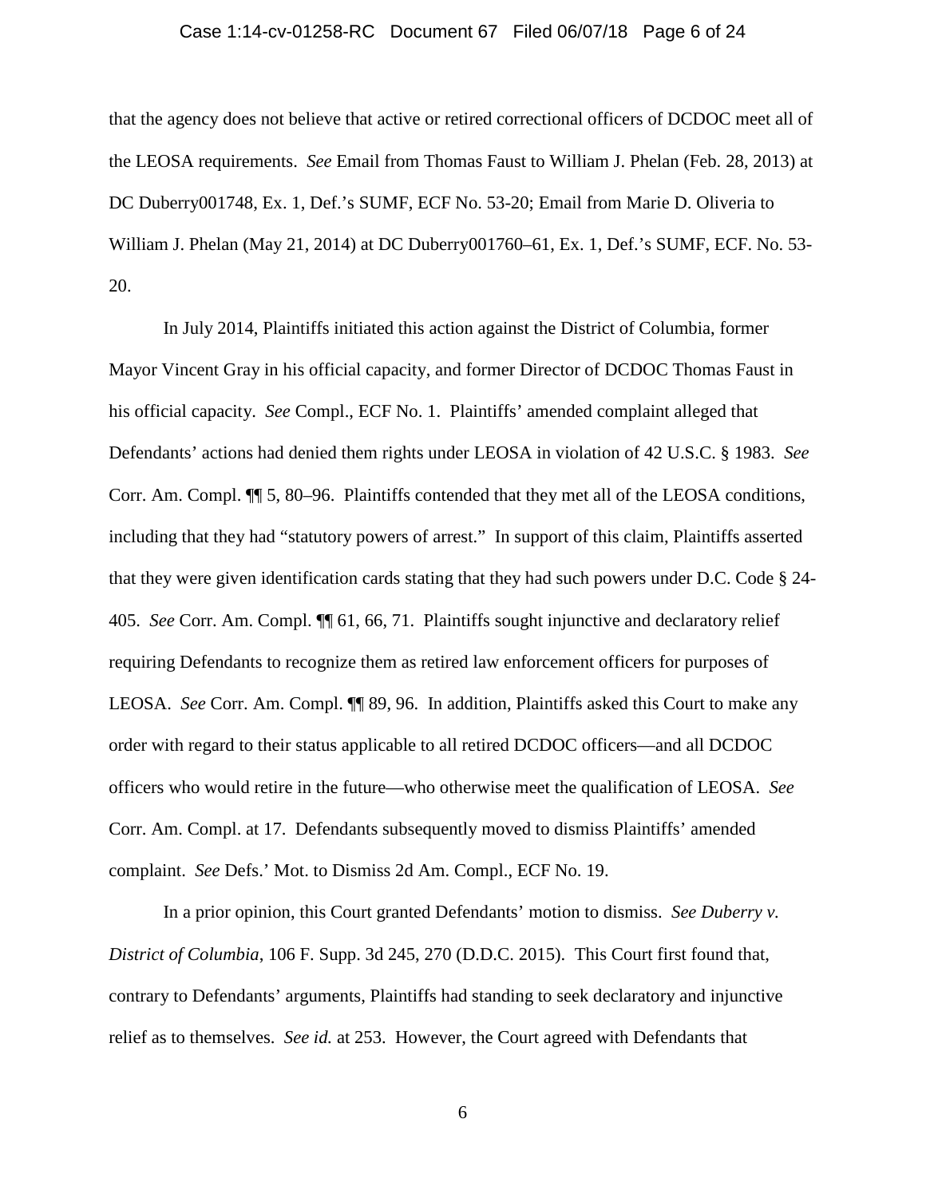that the agency does not believe that active or retired correctional officers of DCDOC meet all of the LEOSA requirements. *See* Email from Thomas Faust to William J. Phelan (Feb. 28, 2013) at DC Duberry001748, Ex. 1, Def.'s SUMF, ECF No. 53-20; Email from Marie D. Oliveria to William J. Phelan (May 21, 2014) at DC Duberry001760–61, Ex. 1, Def.'s SUMF, ECF. No. 53-20.

In July 2014, Plaintiffs initiated this action against the District of Columbia, former Mayor Vincent Gray in his official capacity, and former Director of DCDOC Thomas Faust in his official capacity. *See* Compl., ECF No. 1. Plaintiffs' amended complaint alleged that Defendants' actions had denied them rights under LEOSA in violation of 42 U.S.C. § 1983. *See* Corr. Am. Compl. ¶¶ 5, 80–96. Plaintiffs contended that they met all of the LEOSA conditions, including that they had "statutory powers of arrest." In support of this claim, Plaintiffs asserted that they were given identification cards stating that they had such powers under D.C. Code § 24-405. *See* Corr. Am. Compl. ¶¶ 61, 66, 71. Plaintiffs sought injunctive and declaratory relief requiring Defendants to recognize them as retired law enforcement officers for purposes of LEOSA. *See* Corr. Am. Compl. ¶¶ 89, 96. In addition, Plaintiffs asked this Court to make any order with regard to their status applicable to all retired DCDOC officers—and all DCDOC officers who would retire in the future—who otherwise meet the qualification of LEOSA. *See* Corr. Am. Compl. at 17. Defendants subsequently moved to dismiss Plaintiffs' amended complaint. *See* Defs.' Mot. to Dismiss 2d Am. Compl., ECF No. 19.

In a prior opinion, this Court granted Defendants' motion to dismiss. *See Duberry v. District of Columbia*, 106 F. Supp. 3d 245, 270 (D.D.C. 2015). This Court first found that, contrary to Defendants' arguments, Plaintiffs had standing to seek declaratory and injunctive relief as to themselves. *See id.* at 253. However, the Court agreed with Defendants that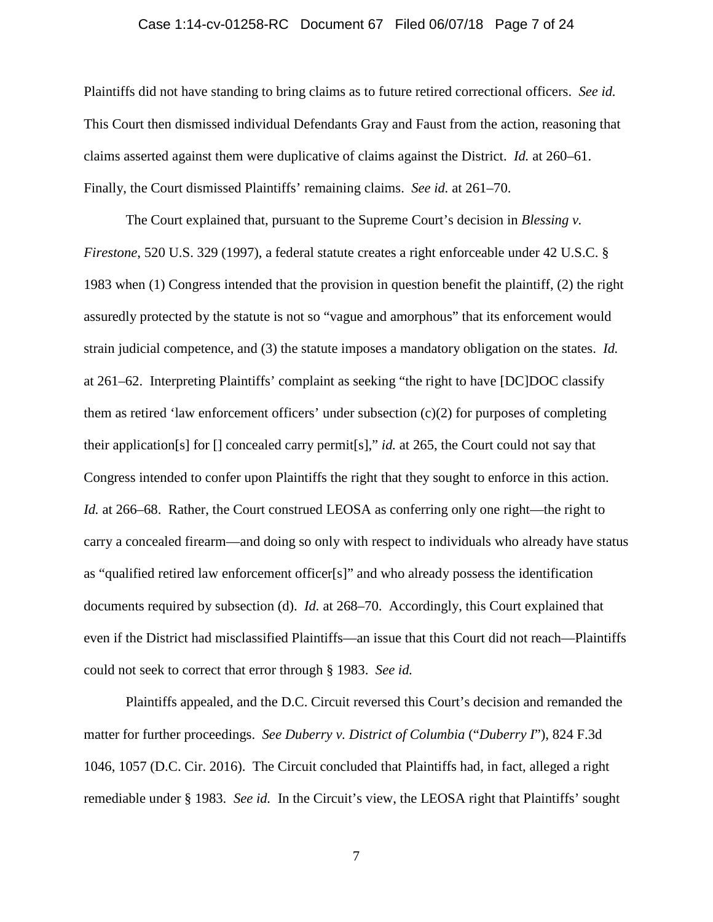Plaintiffs did not have standing to bring claims as to future retired correctional officers. *See id.* This Court then dismissed individual Defendants Gray and Faust from the action, reasoning that claims asserted against them were duplicative of claims against the District. *Id.* at 260–61. Finally, the Court dismissed Plaintiffs' remaining claims. *See id.* at 261–70.

The Court explained that, pursuant to the Supreme Court's decision in *Blessing v. Firestone*, 520 U.S. 329 (1997), a federal statute creates a right enforceable under 42 U.S.C. § 1983 when (1) Congress intended that the provision in question benefit the plaintiff, (2) the right assuredly protected by the statute is not so "vague and amorphous" that its enforcement would strain judicial competence, and (3) the statute imposes a mandatory obligation on the states. *Id.* at 261–62. Interpreting Plaintiffs' complaint as seeking "the right to have [DC]DOC classify them as retired 'law enforcement officers' under subsection (c)(2) for purposes of completing their application[s] for [] concealed carry permit[s]," *id.* at 265, the Court could not say that Congress intended to confer upon Plaintiffs the right that they sought to enforce in this action. *Id.* at 266–68. Rather, the Court construed LEOSA as conferring only one right—the right to carry a concealed firearm—and doing so only with respect to individuals who already have status as "qualified retired law enforcement officer[s]" and who already possess the identification documents required by subsection (d). *Id.* at 268–70. Accordingly, this Court explained that even if the District had misclassified Plaintiffs—an issue that this Court did not reach—Plaintiffs could not seek to correct that error through § 1983. *See id.*

Plaintiffs appealed, and the D.C. Circuit reversed this Court's decision and remanded the matter for further proceedings. *See Duberry v. District of Columbia* ("*Duberry I*"), 824 F.3d 1046, 1057 (D.C. Cir. 2016). The Circuit concluded that Plaintiffs had, in fact, alleged a right remediable under § 1983. *See id.* In the Circuit's view, the LEOSA right that Plaintiffs' sought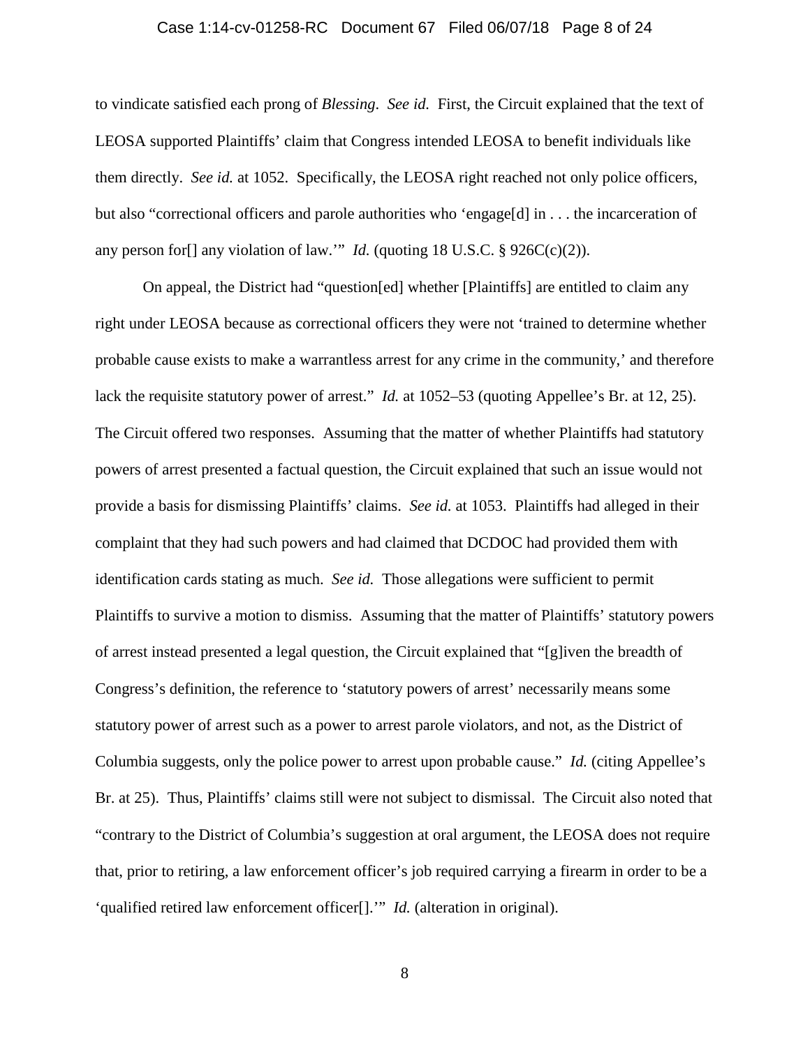to vindicate satisfied each prong of *Blessing*. *See id.* First, the Circuit explained that the text of LEOSA supported Plaintiffs' claim that Congress intended LEOSA to benefit individuals like them directly. *See id.* at 1052. Specifically, the LEOSA right reached not only police officers, but also "correctional officers and parole authorities who 'engage[d] in . . . the incarceration of any person for[] any violation of law.'" *Id.* (quoting 18 U.S.C. § 926C(c)(2)).

On appeal, the District had "question[ed] whether [Plaintiffs] are entitled to claim any right under LEOSA because as correctional officers they were not 'trained to determine whether probable cause exists to make a warrantless arrest for any crime in the community,' and therefore lack the requisite statutory power of arrest." *Id.* at 1052–53 (quoting Appellee's Br. at 12, 25). The Circuit offered two responses. Assuming that the matter of whether Plaintiffs had statutory powers of arrest presented a factual question, the Circuit explained that such an issue would not provide a basis for dismissing Plaintiffs' claims. *See id.* at 1053. Plaintiffs had alleged in their complaint that they had such powers and had claimed that DCDOC had provided them with identification cards stating as much. *See id.* Those allegations were sufficient to permit Plaintiffs to survive a motion to dismiss. Assuming that the matter of Plaintiffs' statutory powers of arrest instead presented a legal question, the Circuit explained that "[g]iven the breadth of Congress's definition, the reference to 'statutory powers of arrest' necessarily means some statutory power of arrest such as a power to arrest parole violators, and not, as the District of Columbia suggests, only the police power to arrest upon probable cause." *Id.* (citing Appellee's Br. at 25). Thus, Plaintiffs' claims still were not subject to dismissal. The Circuit also noted that "contrary to the District of Columbia's suggestion at oral argument, the LEOSA does not require that, prior to retiring, a law enforcement officer's job required carrying a firearm in order to be a 'qualified retired law enforcement officer[].'" *Id.* (alteration in original).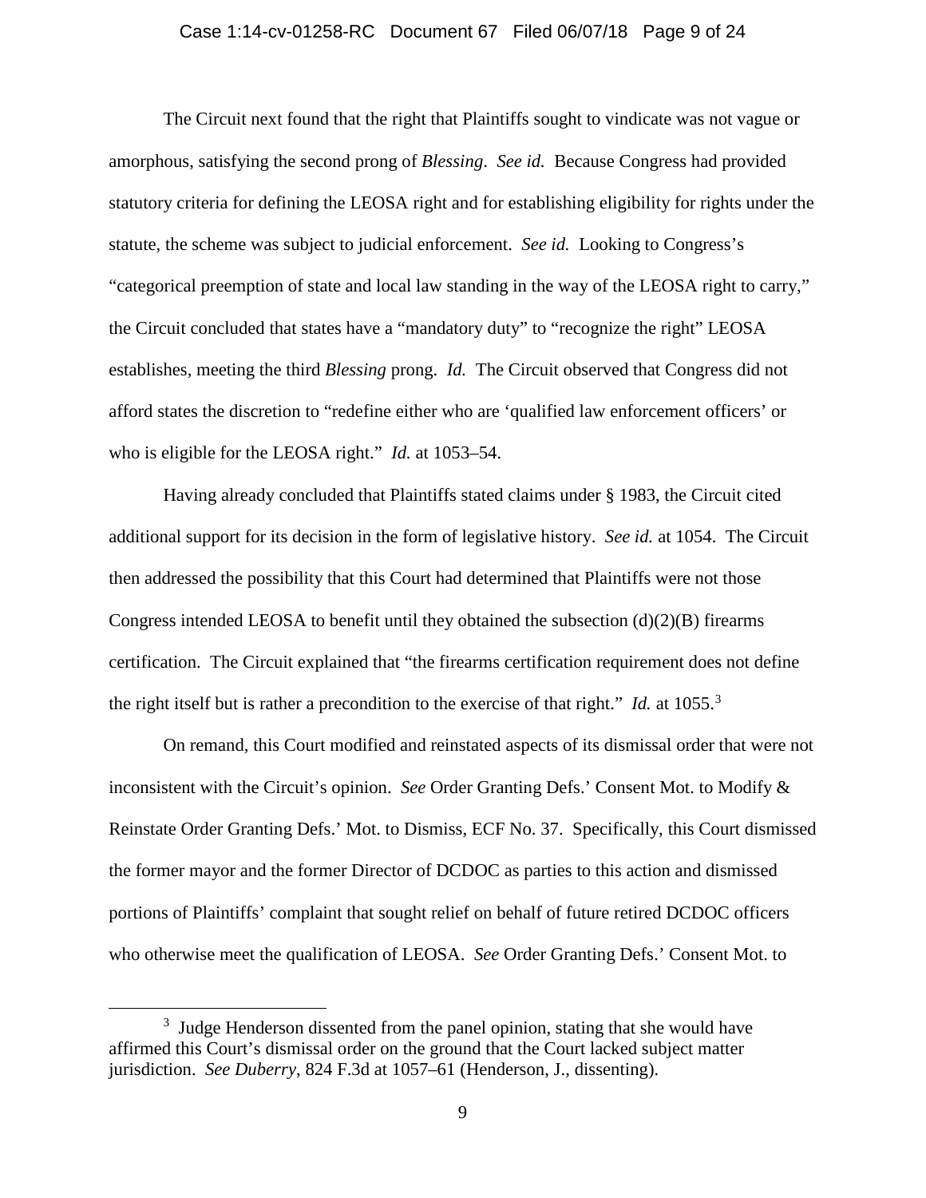The Circuit next found that the right that Plaintiffs sought to vindicate was not vague or amorphous, satisfying the second prong of *Blessing*. *See id.* Because Congress had provided statutory criteria for defining the LEOSA right and for establishing eligibility for rights under the statute, the scheme was subject to judicial enforcement. *See id.* Looking to Congress's "categorical preemption of state and local law standing in the way of the LEOSA right to carry," the Circuit concluded that states have a "mandatory duty" to "recognize the right" LEOSA establishes, meeting the third *Blessing* prong. *Id.* The Circuit observed that Congress did not afford states the discretion to "redefine either who are 'qualified law enforcement officers' or who is eligible for the LEOSA right." *Id.* at 1053–54.

Having already concluded that Plaintiffs stated claims under § 1983, the Circuit cited additional support for its decision in the form of legislative history. *See id.* at 1054. The Circuit then addressed the possibility that this Court had determined that Plaintiffs were not those Congress intended LEOSA to benefit until they obtained the subsection (d)(2)(B) firearms certification. The Circuit explained that "the firearms certification requirement does not define the right itself but is rather a precondition to the exercise of that right." *Id.* at 1055.[3]

On remand, this Court modified and reinstated aspects of its dismissal order that were not inconsistent with the Circuit's opinion. *See* Order Granting Defs.' Consent Mot. to Modify & Reinstate Order Granting Defs.' Mot. to Dismiss, ECF No. 37. Specifically, this Court dismissed the former mayor and the former Director of DCDOC as parties to this action and dismissed portions of Plaintiffs' complaint that sought relief on behalf of future retired DCDOC officers who otherwise meet the qualification of LEOSA. *See* Order Granting Defs.' Consent Mot. to

[3] Judge Henderson dissented from the panel opinion, stating that she would have affirmed this Court's dismissal order on the ground that the Court lacked subject matter jurisdiction. *See Duberry*, 824 F.3d at 1057–61 (Henderson, J., dissenting).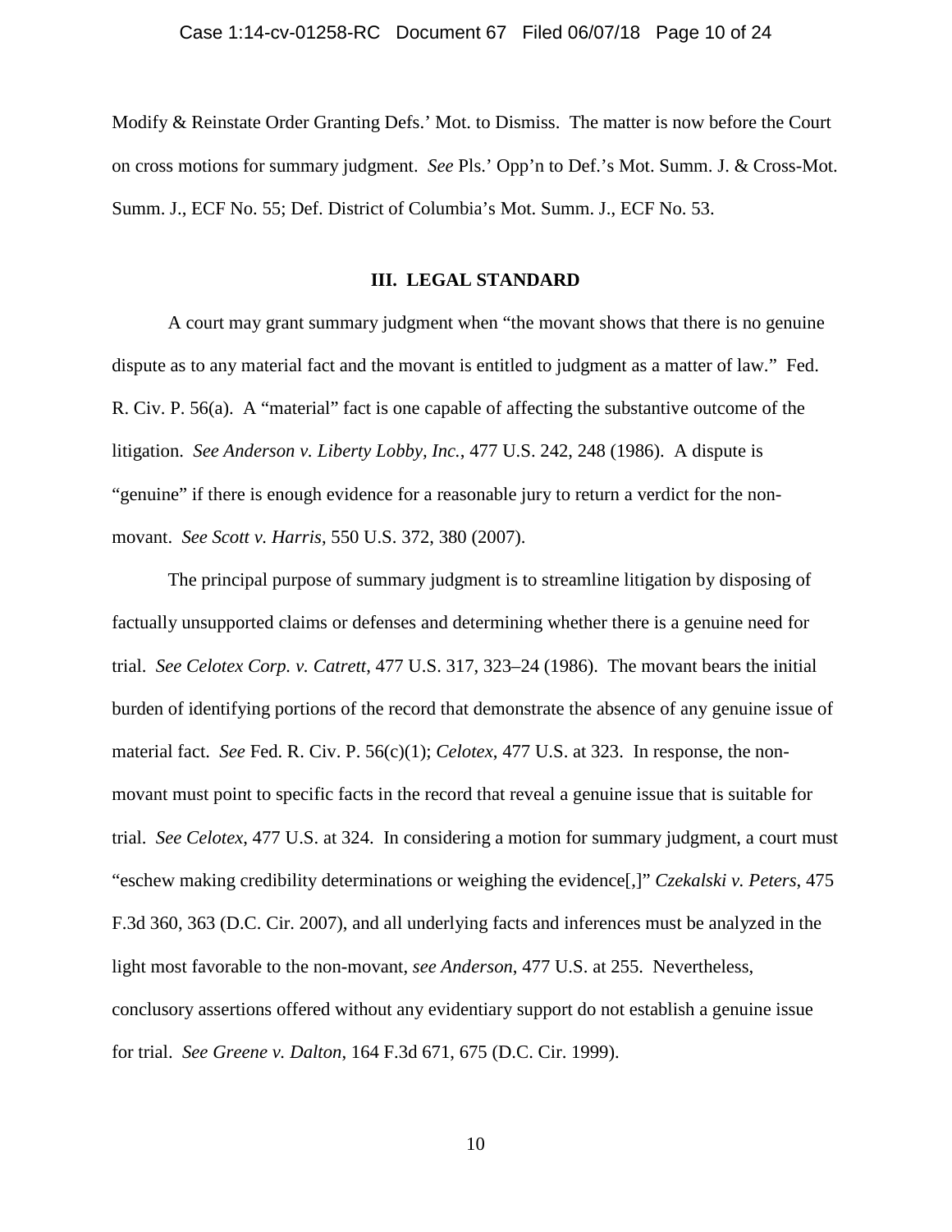Modify & Reinstate Order Granting Defs.' Mot. to Dismiss. The matter is now before the Court on cross motions for summary judgment. *See* Pls.' Opp'n to Def.'s Mot. Summ. J. & Cross-Mot. Summ. J., ECF No. 55; Def. District of Columbia's Mot. Summ. J., ECF No. 53.

## III. LEGAL STANDARD

A court may grant summary judgment when "the movant shows that there is no genuine dispute as to any material fact and the movant is entitled to judgment as a matter of law." Fed. R. Civ. P. 56(a). A "material" fact is one capable of affecting the substantive outcome of the litigation. *See Anderson v. Liberty Lobby, Inc.*, 477 U.S. 242, 248 (1986). A dispute is "genuine" if there is enough evidence for a reasonable jury to return a verdict for the non-movant. *See Scott v. Harris*, 550 U.S. 372, 380 (2007).

The principal purpose of summary judgment is to streamline litigation by disposing of factually unsupported claims or defenses and determining whether there is a genuine need for trial. *See Celotex Corp. v. Catrett*, 477 U.S. 317, 323–24 (1986). The movant bears the initial burden of identifying portions of the record that demonstrate the absence of any genuine issue of material fact. *See* Fed. R. Civ. P. 56(c)(1); *Celotex*, 477 U.S. at 323. In response, the non-movant must point to specific facts in the record that reveal a genuine issue that is suitable for trial. *See Celotex*, 477 U.S. at 324. In considering a motion for summary judgment, a court must "eschew making credibility determinations or weighing the evidence[,]" *Czekalski v. Peters*, 475 F.3d 360, 363 (D.C. Cir. 2007), and all underlying facts and inferences must be analyzed in the light most favorable to the non-movant, *see Anderson*, 477 U.S. at 255. Nevertheless, conclusory assertions offered without any evidentiary support do not establish a genuine issue for trial. *See Greene v. Dalton*, 164 F.3d 671, 675 (D.C. Cir. 1999).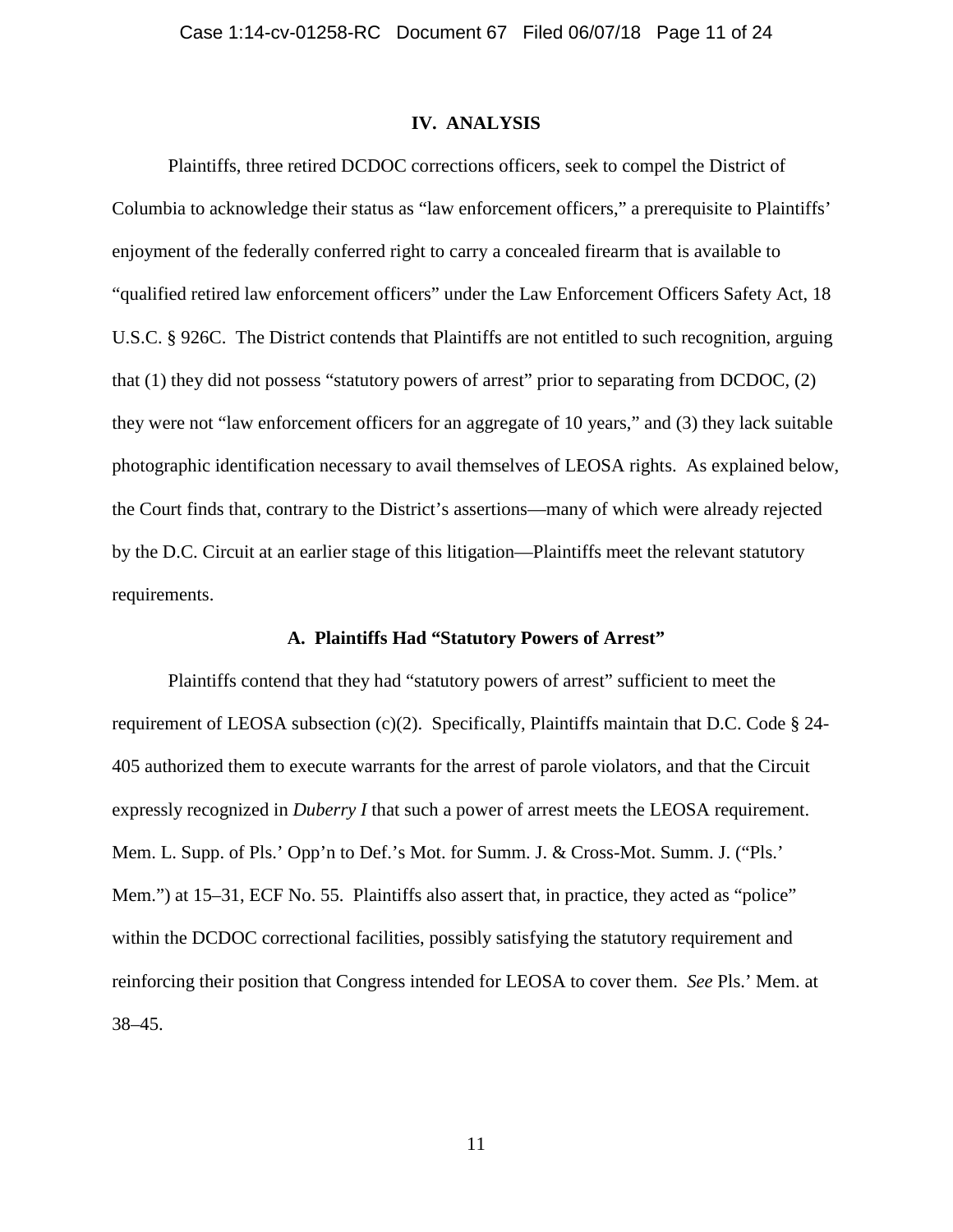## IV. ANALYSIS

Plaintiffs, three retired DCDOC corrections officers, seek to compel the District of Columbia to acknowledge their status as "law enforcement officers," a prerequisite to Plaintiffs' enjoyment of the federally conferred right to carry a concealed firearm that is available to "qualified retired law enforcement officers" under the Law Enforcement Officers Safety Act, 18 U.S.C. § 926C. The District contends that Plaintiffs are not entitled to such recognition, arguing that (1) they did not possess "statutory powers of arrest" prior to separating from DCDOC, (2) they were not "law enforcement officers for an aggregate of 10 years," and (3) they lack suitable photographic identification necessary to avail themselves of LEOSA rights. As explained below, the Court finds that, contrary to the District's assertions—many of which were already rejected by the D.C. Circuit at an earlier stage of this litigation—Plaintiffs meet the relevant statutory requirements.

### A. Plaintiffs Had "Statutory Powers of Arrest"

Plaintiffs contend that they had "statutory powers of arrest" sufficient to meet the requirement of LEOSA subsection (c)(2). Specifically, Plaintiffs maintain that D.C. Code § 24-405 authorized them to execute warrants for the arrest of parole violators, and that the Circuit expressly recognized in *Duberry I* that such a power of arrest meets the LEOSA requirement. Mem. L. Supp. of Pls.' Opp'n to Def.'s Mot. for Summ. J. & Cross-Mot. Summ. J. ("Pls.' Mem.") at 15–31, ECF No. 55. Plaintiffs also assert that, in practice, they acted as "police" within the DCDOC correctional facilities, possibly satisfying the statutory requirement and reinforcing their position that Congress intended for LEOSA to cover them. *See* Pls.' Mem. at 38–45.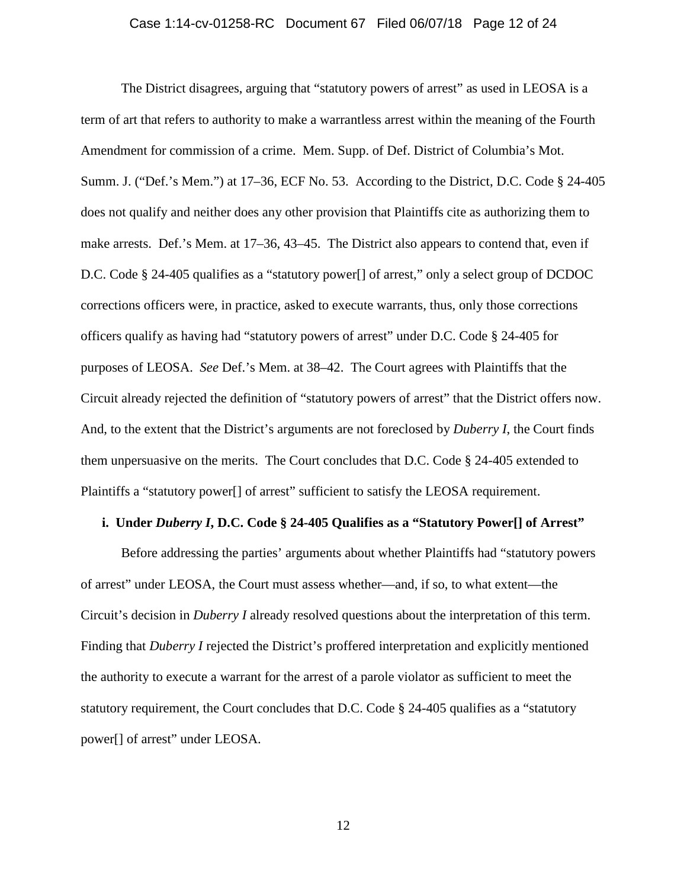The District disagrees, arguing that "statutory powers of arrest" as used in LEOSA is a term of art that refers to authority to make a warrantless arrest within the meaning of the Fourth Amendment for commission of a crime. Mem. Supp. of Def. District of Columbia's Mot. Summ. J. ("Def.'s Mem.") at 17–36, ECF No. 53. According to the District, D.C. Code § 24-405 does not qualify and neither does any other provision that Plaintiffs cite as authorizing them to make arrests. Def.'s Mem. at 17–36, 43–45. The District also appears to contend that, even if D.C. Code § 24-405 qualifies as a "statutory power[] of arrest," only a select group of DCDOC corrections officers were, in practice, asked to execute warrants, thus, only those corrections officers qualify as having had "statutory powers of arrest" under D.C. Code § 24-405 for purposes of LEOSA. *See* Def.'s Mem. at 38–42. The Court agrees with Plaintiffs that the Circuit already rejected the definition of "statutory powers of arrest" that the District offers now. And, to the extent that the District's arguments are not foreclosed by *Duberry I*, the Court finds them unpersuasive on the merits. The Court concludes that D.C. Code § 24-405 extended to Plaintiffs a "statutory power[] of arrest" sufficient to satisfy the LEOSA requirement.

**i. Under *Duberry I*, D.C. Code § 24-405 Qualifies as a "Statutory Power[] of Arrest"**

Before addressing the parties' arguments about whether Plaintiffs had "statutory powers of arrest" under LEOSA, the Court must assess whether—and, if so, to what extent—the Circuit's decision in *Duberry I* already resolved questions about the interpretation of this term. Finding that *Duberry I* rejected the District's proffered interpretation and explicitly mentioned the authority to execute a warrant for the arrest of a parole violator as sufficient to meet the statutory requirement, the Court concludes that D.C. Code § 24-405 qualifies as a "statutory power[] of arrest" under LEOSA.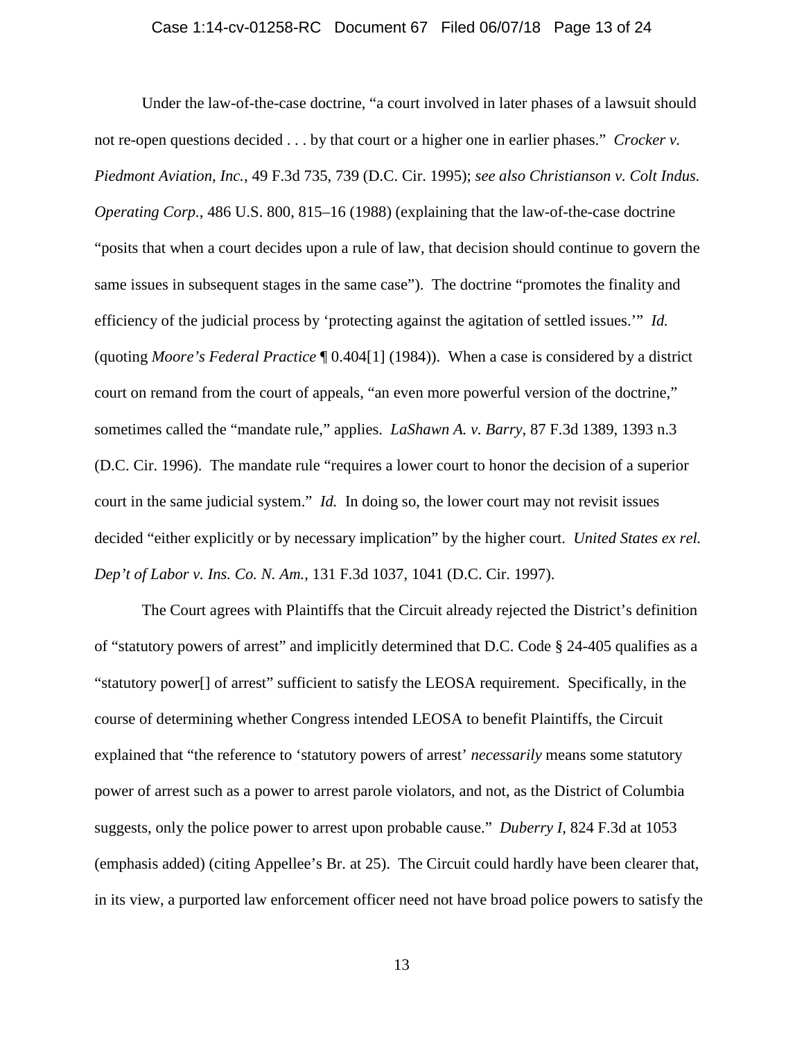Under the law-of-the-case doctrine, "a court involved in later phases of a lawsuit should not re-open questions decided . . . by that court or a higher one in earlier phases." *Crocker v. Piedmont Aviation, Inc.*, 49 F.3d 735, 739 (D.C. Cir. 1995); *see also Christianson v. Colt Indus. Operating Corp.*, 486 U.S. 800, 815–16 (1988) (explaining that the law-of-the-case doctrine "posits that when a court decides upon a rule of law, that decision should continue to govern the same issues in subsequent stages in the same case"). The doctrine "promotes the finality and efficiency of the judicial process by 'protecting against the agitation of settled issues.'" *Id.* (quoting *Moore's Federal Practice* ¶ 0.404[1] (1984)). When a case is considered by a district court on remand from the court of appeals, "an even more powerful version of the doctrine," sometimes called the "mandate rule," applies. *LaShawn A. v. Barry*, 87 F.3d 1389, 1393 n.3 (D.C. Cir. 1996). The mandate rule "requires a lower court to honor the decision of a superior court in the same judicial system." *Id.* In doing so, the lower court may not revisit issues decided "either explicitly or by necessary implication" by the higher court. *United States ex rel. Dep't of Labor v. Ins. Co. N. Am.*, 131 F.3d 1037, 1041 (D.C. Cir. 1997).

The Court agrees with Plaintiffs that the Circuit already rejected the District's definition of "statutory powers of arrest" and implicitly determined that D.C. Code § 24-405 qualifies as a "statutory power[] of arrest" sufficient to satisfy the LEOSA requirement. Specifically, in the course of determining whether Congress intended LEOSA to benefit Plaintiffs, the Circuit explained that "the reference to 'statutory powers of arrest' *necessarily* means some statutory power of arrest such as a power to arrest parole violators, and not, as the District of Columbia suggests, only the police power to arrest upon probable cause." *Duberry I*, 824 F.3d at 1053 (emphasis added) (citing Appellee's Br. at 25). The Circuit could hardly have been clearer that, in its view, a purported law enforcement officer need not have broad police powers to satisfy the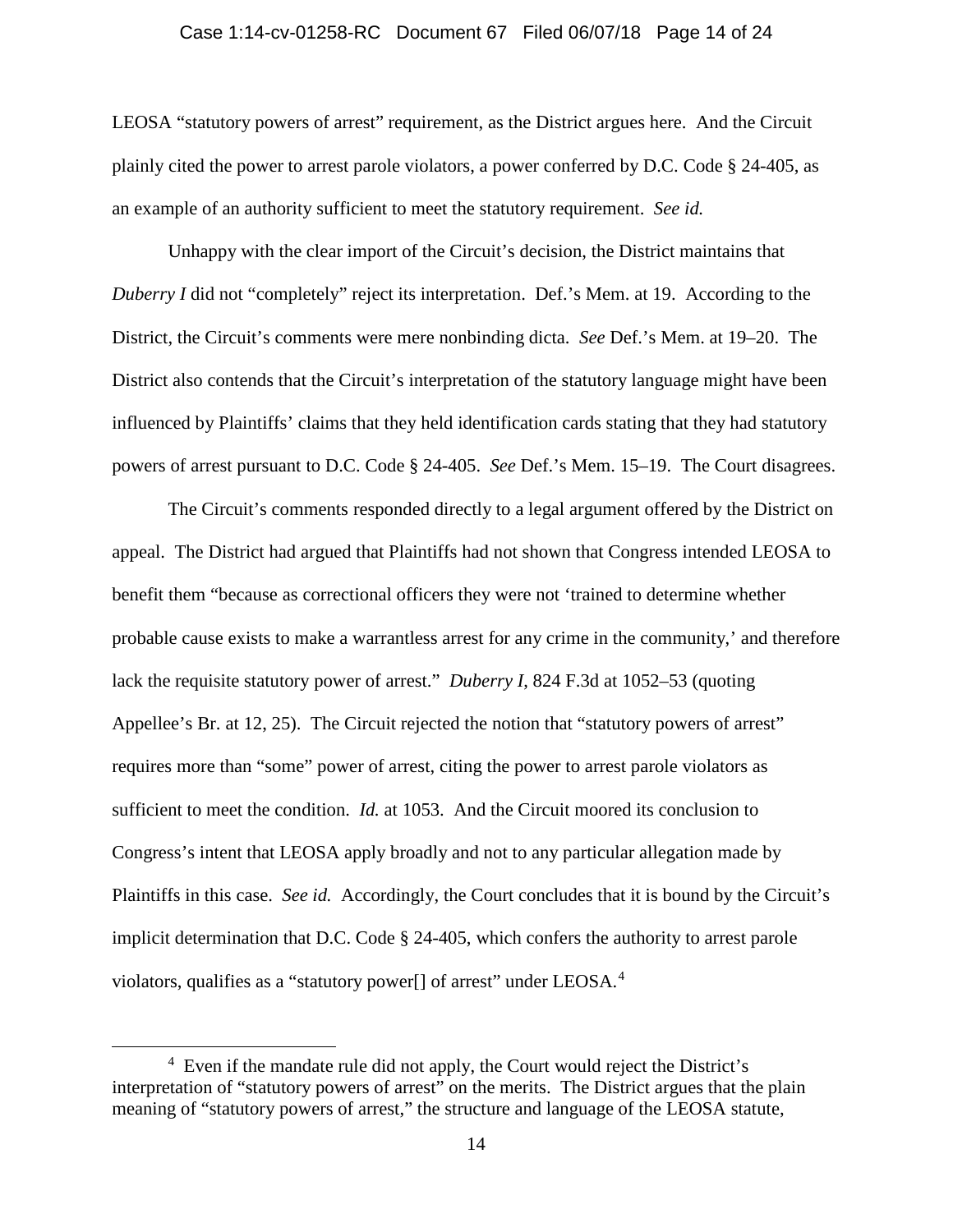LEOSA "statutory powers of arrest" requirement, as the District argues here. And the Circuit plainly cited the power to arrest parole violators, a power conferred by D.C. Code § 24-405, as an example of an authority sufficient to meet the statutory requirement. *See id.*

Unhappy with the clear import of the Circuit's decision, the District maintains that *Duberry I* did not "completely" reject its interpretation. Def.'s Mem. at 19. According to the District, the Circuit's comments were mere nonbinding dicta. *See* Def.'s Mem. at 19–20. The District also contends that the Circuit's interpretation of the statutory language might have been influenced by Plaintiffs' claims that they held identification cards stating that they had statutory powers of arrest pursuant to D.C. Code § 24-405. *See* Def.'s Mem. 15–19. The Court disagrees.

The Circuit's comments responded directly to a legal argument offered by the District on appeal. The District had argued that Plaintiffs had not shown that Congress intended LEOSA to benefit them "because as correctional officers they were not 'trained to determine whether probable cause exists to make a warrantless arrest for any crime in the community,' and therefore lack the requisite statutory power of arrest." *Duberry I*, 824 F.3d at 1052–53 (quoting Appellee's Br. at 12, 25). The Circuit rejected the notion that "statutory powers of arrest" requires more than "some" power of arrest, citing the power to arrest parole violators as sufficient to meet the condition. *Id.* at 1053. And the Circuit moored its conclusion to Congress's intent that LEOSA apply broadly and not to any particular allegation made by Plaintiffs in this case. *See id.* Accordingly, the Court concludes that it is bound by the Circuit's implicit determination that D.C. Code § 24-405, which confers the authority to arrest parole violators, qualifies as a "statutory power[] of arrest" under LEOSA.[4]

[4] Even if the mandate rule did not apply, the Court would reject the District's interpretation of "statutory powers of arrest" on the merits. The District argues that the plain meaning of "statutory powers of arrest," the structure and language of the LEOSA statute,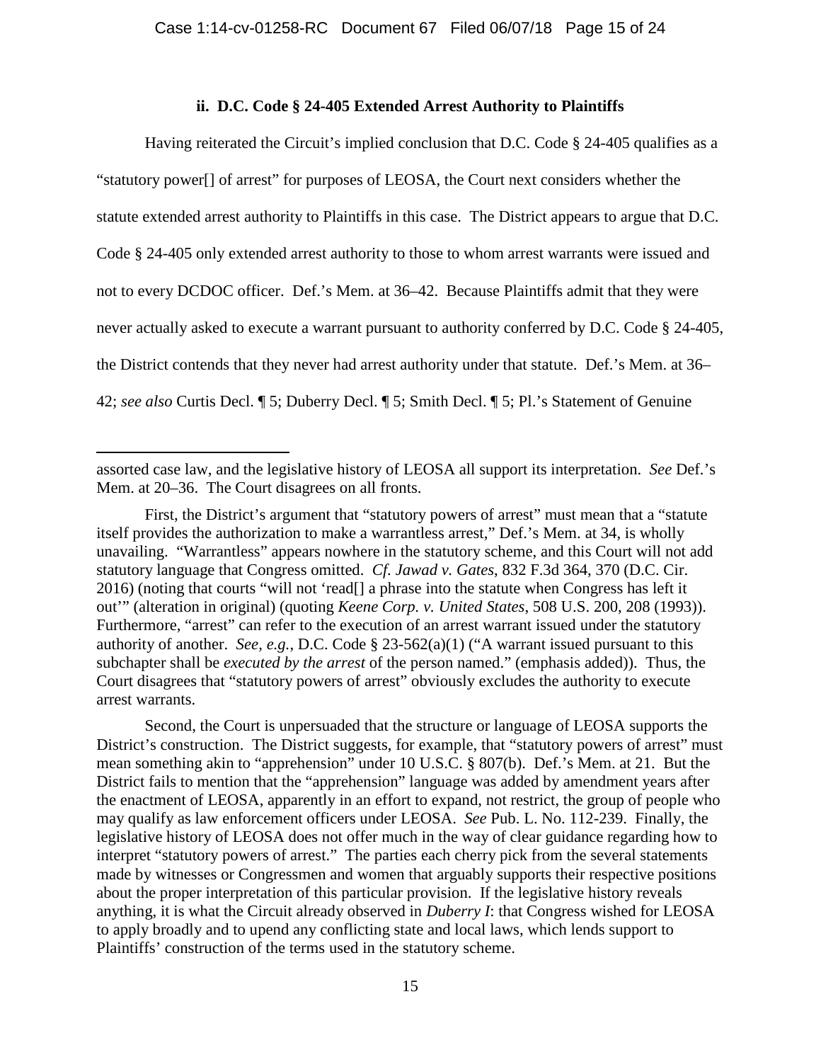### ii. D.C. Code § 24-405 Extended Arrest Authority to Plaintiffs

Having reiterated the Circuit's implied conclusion that D.C. Code § 24-405 qualifies as a "statutory power[] of arrest" for purposes of LEOSA, the Court next considers whether the statute extended arrest authority to Plaintiffs in this case. The District appears to argue that D.C. Code § 24-405 only extended arrest authority to those to whom arrest warrants were issued and not to every DCDOC officer. Def.'s Mem. at 36–42. Because Plaintiffs admit that they were never actually asked to execute a warrant pursuant to authority conferred by D.C. Code § 24-405, the District contends that they never had arrest authority under that statute. Def.'s Mem. at 36–42; *see also* Curtis Decl. ¶ 5; Duberry Decl. ¶ 5; Smith Decl. ¶ 5; Pl.'s Statement of Genuine

---

assorted case law, and the legislative history of LEOSA all support its interpretation. *See* Def.'s Mem. at 20–36. The Court disagrees on all fronts.

First, the District's argument that "statutory powers of arrest" must mean that a "statute itself provides the authorization to make a warrantless arrest," Def.'s Mem. at 34, is wholly unavailing. "Warrantless" appears nowhere in the statutory scheme, and this Court will not add statutory language that Congress omitted. *Cf. Jawad v. Gates*, 832 F.3d 364, 370 (D.C. Cir. 2016) (noting that courts "will not 'read[] a phrase into the statute when Congress has left it out'" (alteration in original) (quoting *Keene Corp. v. United States*, 508 U.S. 200, 208 (1993)). Furthermore, "arrest" can refer to the execution of an arrest warrant issued under the statutory authority of another. *See, e.g.*, D.C. Code § 23-562(a)(1) ("A warrant issued pursuant to this subchapter shall be *executed by the arrest* of the person named." (emphasis added)). Thus, the Court disagrees that "statutory powers of arrest" obviously excludes the authority to execute arrest warrants.

Second, the Court is unpersuaded that the structure or language of LEOSA supports the District's construction. The District suggests, for example, that "statutory powers of arrest" must mean something akin to "apprehension" under 10 U.S.C. § 807(b). Def.'s Mem. at 21. But the District fails to mention that the "apprehension" language was added by amendment years after the enactment of LEOSA, apparently in an effort to expand, not restrict, the group of people who may qualify as law enforcement officers under LEOSA. *See* Pub. L. No. 112-239. Finally, the legislative history of LEOSA does not offer much in the way of clear guidance regarding how to interpret "statutory powers of arrest." The parties each cherry pick from the several statements made by witnesses or Congressmen and women that arguably supports their respective positions about the proper interpretation of this particular provision. If the legislative history reveals anything, it is what the Circuit already observed in *Duberry I*: that Congress wished for LEOSA to apply broadly and to upend any conflicting state and local laws, which lends support to Plaintiffs' construction of the terms used in the statutory scheme.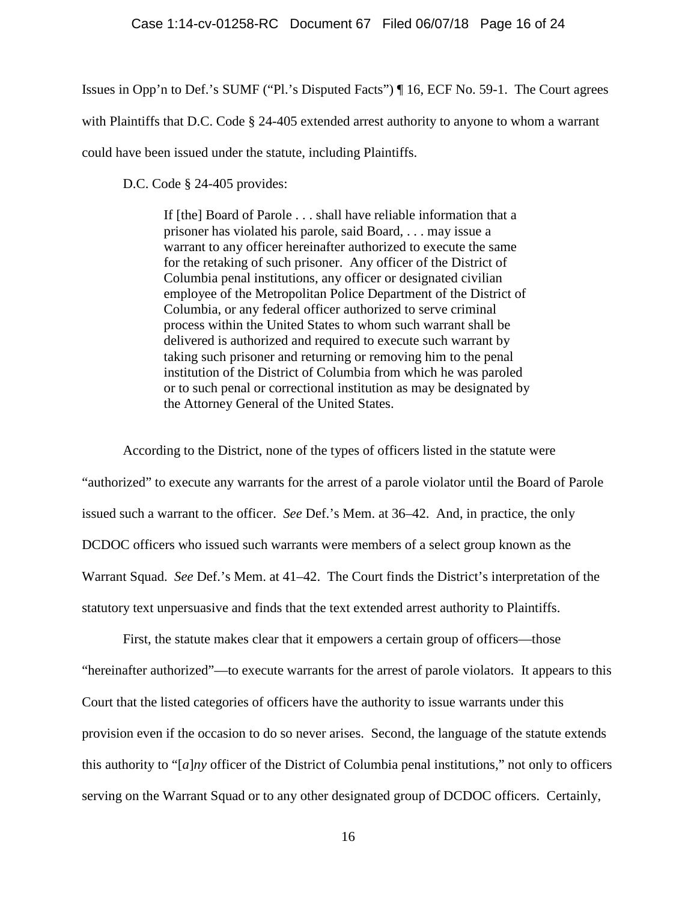Issues in Opp'n to Def.'s SUMF ("Pl.'s Disputed Facts") ¶ 16, ECF No. 59-1. The Court agrees with Plaintiffs that D.C. Code § 24-405 extended arrest authority to anyone to whom a warrant could have been issued under the statute, including Plaintiffs.

D.C. Code § 24-405 provides:

> If [the] Board of Parole . . . shall have reliable information that a prisoner has violated his parole, said Board, . . . may issue a warrant to any officer hereinafter authorized to execute the same for the retaking of such prisoner. Any officer of the District of Columbia penal institutions, any officer or designated civilian employee of the Metropolitan Police Department of the District of Columbia, or any federal officer authorized to serve criminal process within the United States to whom such warrant shall be delivered is authorized and required to execute such warrant by taking such prisoner and returning or removing him to the penal institution of the District of Columbia from which he was paroled or to such penal or correctional institution as may be designated by the Attorney General of the United States.

According to the District, none of the types of officers listed in the statute were "authorized" to execute any warrants for the arrest of a parole violator until the Board of Parole issued such a warrant to the officer. *See* Def.'s Mem. at 36–42. And, in practice, the only DCDOC officers who issued such warrants were members of a select group known as the Warrant Squad. *See* Def.'s Mem. at 41–42. The Court finds the District's interpretation of the statutory text unpersuasive and finds that the text extended arrest authority to Plaintiffs.

First, the statute makes clear that it empowers a certain group of officers—those "hereinafter authorized"—to execute warrants for the arrest of parole violators. It appears to this Court that the listed categories of officers have the authority to issue warrants under this provision even if the occasion to do so never arises. Second, the language of the statute extends this authority to "[*a*]*ny* officer of the District of Columbia penal institutions," not only to officers serving on the Warrant Squad or to any other designated group of DCDOC officers. Certainly,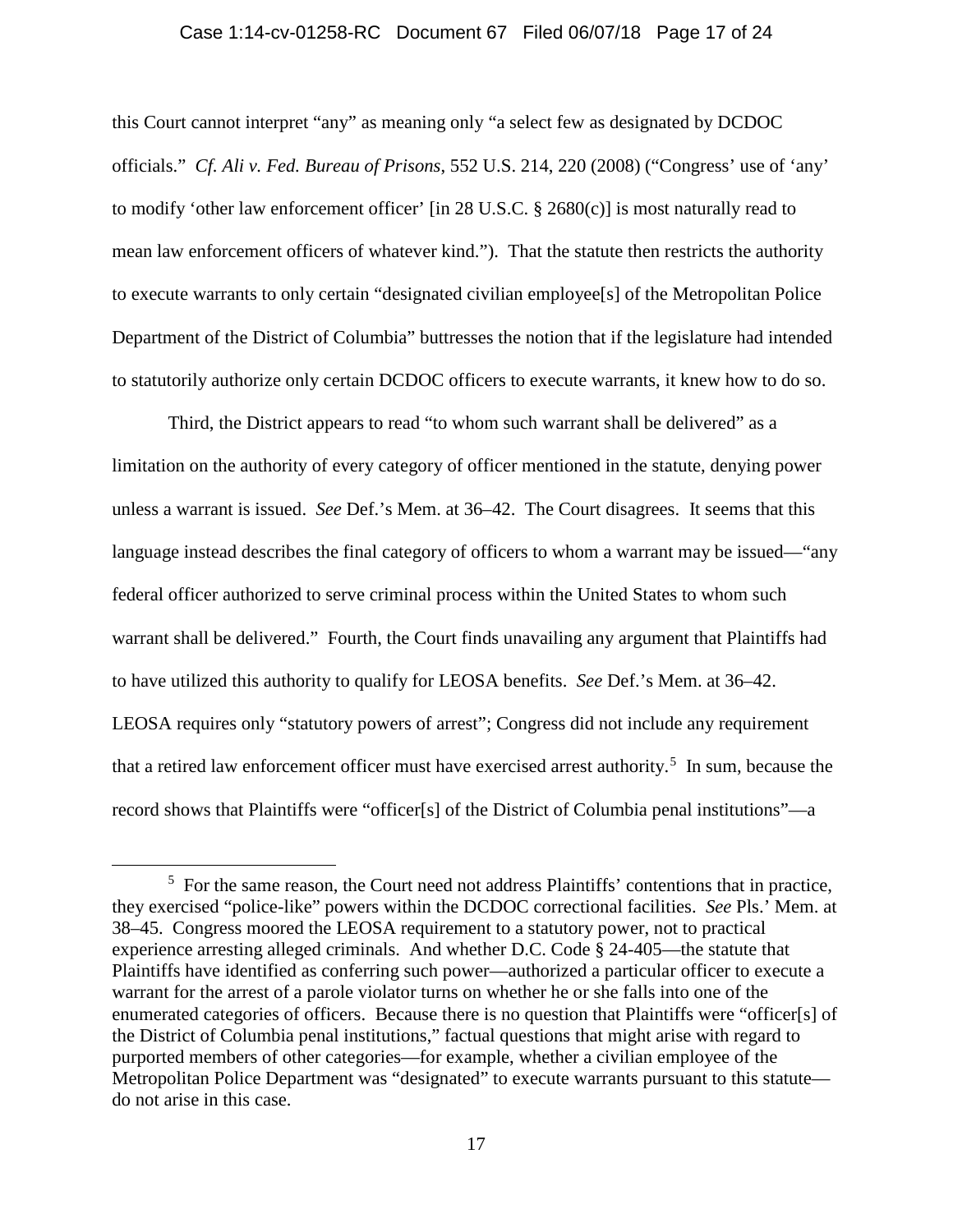this Court cannot interpret "any" as meaning only "a select few as designated by DCDOC officials." *Cf. Ali v. Fed. Bureau of Prisons*, 552 U.S. 214, 220 (2008) ("Congress' use of 'any' to modify 'other law enforcement officer' [in 28 U.S.C. § 2680(c)] is most naturally read to mean law enforcement officers of whatever kind."). That the statute then restricts the authority to execute warrants to only certain "designated civilian employee[s] of the Metropolitan Police Department of the District of Columbia" buttresses the notion that if the legislature had intended to statutorily authorize only certain DCDOC officers to execute warrants, it knew how to do so.

Third, the District appears to read "to whom such warrant shall be delivered" as a limitation on the authority of every category of officer mentioned in the statute, denying power unless a warrant is issued. *See* Def.'s Mem. at 36–42. The Court disagrees. It seems that this language instead describes the final category of officers to whom a warrant may be issued—"any federal officer authorized to serve criminal process within the United States to whom such warrant shall be delivered." Fourth, the Court finds unavailing any argument that Plaintiffs had to have utilized this authority to qualify for LEOSA benefits. *See* Def.'s Mem. at 36–42. LEOSA requires only "statutory powers of arrest"; Congress did not include any requirement that a retired law enforcement officer must have exercised arrest authority.[5] In sum, because the record shows that Plaintiffs were "officer[s] of the District of Columbia penal institutions"—a

[5] For the same reason, the Court need not address Plaintiffs' contentions that in practice, they exercised "police-like" powers within the DCDOC correctional facilities. *See* Pls.' Mem. at 38–45. Congress moored the LEOSA requirement to a statutory power, not to practical experience arresting alleged criminals. And whether D.C. Code § 24-405—the statute that Plaintiffs have identified as conferring such power—authorized a particular officer to execute a warrant for the arrest of a parole violator turns on whether he or she falls into one of the enumerated categories of officers. Because there is no question that Plaintiffs were "officer[s] of the District of Columbia penal institutions," factual questions that might arise with regard to purported members of other categories—for example, whether a civilian employee of the Metropolitan Police Department was "designated" to execute warrants pursuant to this statute—do not arise in this case.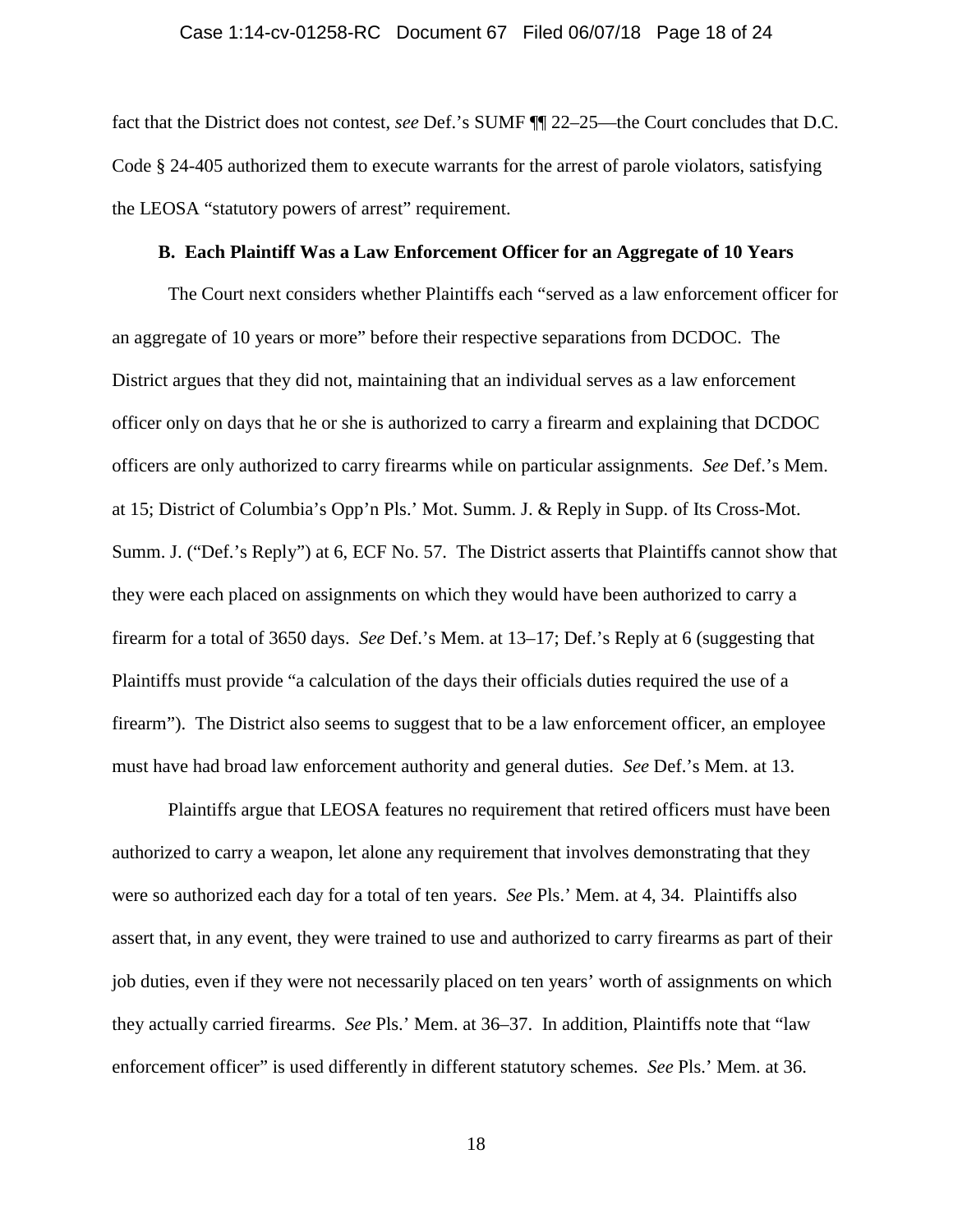fact that the District does not contest, *see* Def.'s SUMF ¶¶ 22–25—the Court concludes that D.C. Code § 24-405 authorized them to execute warrants for the arrest of parole violators, satisfying the LEOSA "statutory powers of arrest" requirement.

### B. Each Plaintiff Was a Law Enforcement Officer for an Aggregate of 10 Years

The Court next considers whether Plaintiffs each "served as a law enforcement officer for an aggregate of 10 years or more" before their respective separations from DCDOC. The District argues that they did not, maintaining that an individual serves as a law enforcement officer only on days that he or she is authorized to carry a firearm and explaining that DCDOC officers are only authorized to carry firearms while on particular assignments. *See* Def.'s Mem. at 15; District of Columbia's Opp'n Pls.' Mot. Summ. J. & Reply in Supp. of Its Cross-Mot. Summ. J. ("Def.'s Reply") at 6, ECF No. 57. The District asserts that Plaintiffs cannot show that they were each placed on assignments on which they would have been authorized to carry a firearm for a total of 3650 days. *See* Def.'s Mem. at 13–17; Def.'s Reply at 6 (suggesting that Plaintiffs must provide "a calculation of the days their officials duties required the use of a firearm"). The District also seems to suggest that to be a law enforcement officer, an employee must have had broad law enforcement authority and general duties. *See* Def.'s Mem. at 13.

Plaintiffs argue that LEOSA features no requirement that retired officers must have been authorized to carry a weapon, let alone any requirement that involves demonstrating that they were so authorized each day for a total of ten years. *See* Pls.' Mem. at 4, 34. Plaintiffs also assert that, in any event, they were trained to use and authorized to carry firearms as part of their job duties, even if they were not necessarily placed on ten years' worth of assignments on which they actually carried firearms. *See* Pls.' Mem. at 36–37. In addition, Plaintiffs note that "law enforcement officer" is used differently in different statutory schemes. *See* Pls.' Mem. at 36.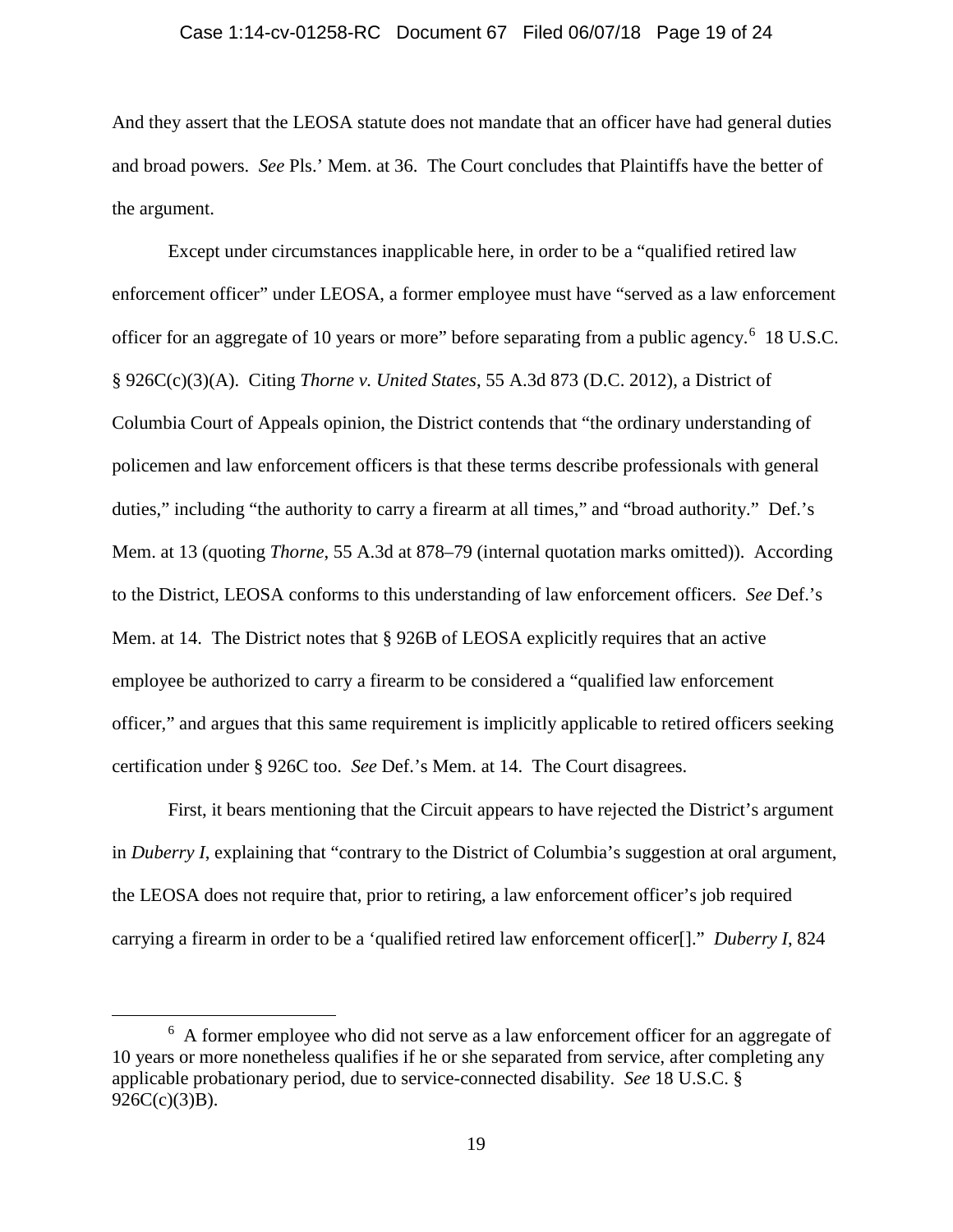And they assert that the LEOSA statute does not mandate that an officer have had general duties and broad powers. *See* Pls.' Mem. at 36. The Court concludes that Plaintiffs have the better of the argument.

Except under circumstances inapplicable here, in order to be a "qualified retired law enforcement officer" under LEOSA, a former employee must have "served as a law enforcement officer for an aggregate of 10 years or more" before separating from a public agency.[6] 18 U.S.C. § 926C(c)(3)(A). Citing *Thorne v. United States*, 55 A.3d 873 (D.C. 2012), a District of Columbia Court of Appeals opinion, the District contends that "the ordinary understanding of policemen and law enforcement officers is that these terms describe professionals with general duties," including "the authority to carry a firearm at all times," and "broad authority." Def.'s Mem. at 13 (quoting *Thorne*, 55 A.3d at 878–79 (internal quotation marks omitted)). According to the District, LEOSA conforms to this understanding of law enforcement officers. *See* Def.'s Mem. at 14. The District notes that § 926B of LEOSA explicitly requires that an active employee be authorized to carry a firearm to be considered a "qualified law enforcement officer," and argues that this same requirement is implicitly applicable to retired officers seeking certification under § 926C too. *See* Def.'s Mem. at 14. The Court disagrees.

First, it bears mentioning that the Circuit appears to have rejected the District's argument in *Duberry I*, explaining that "contrary to the District of Columbia's suggestion at oral argument, the LEOSA does not require that, prior to retiring, a law enforcement officer's job required carrying a firearm in order to be a 'qualified retired law enforcement officer[].'" *Duberry I*, 824

[6] A former employee who did not serve as a law enforcement officer for an aggregate of 10 years or more nonetheless qualifies if he or she separated from service, after completing any applicable probationary period, due to service-connected disability. *See* 18 U.S.C. § 926C(c)(3)B).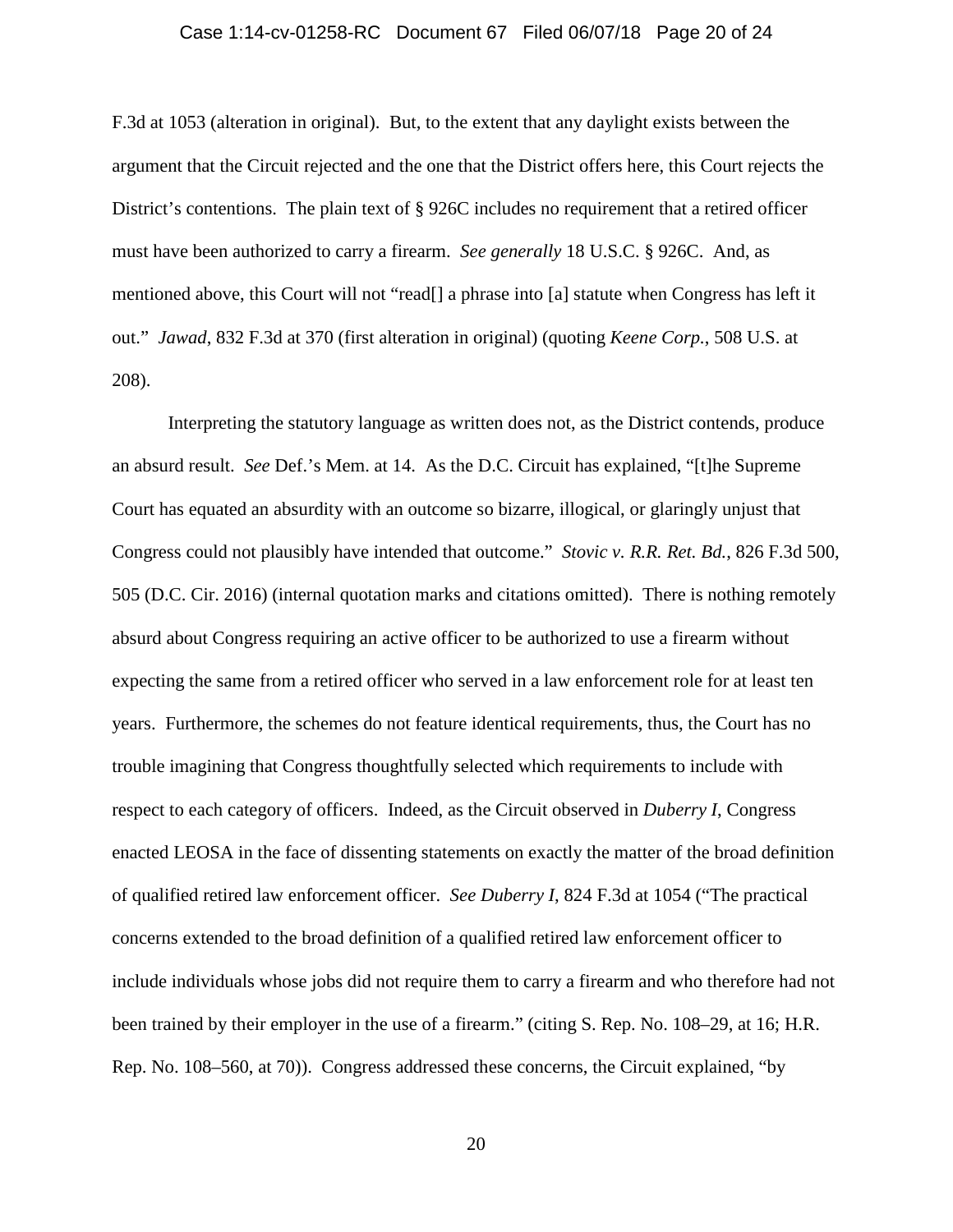F.3d at 1053 (alteration in original). But, to the extent that any daylight exists between the argument that the Circuit rejected and the one that the District offers here, this Court rejects the District's contentions. The plain text of § 926C includes no requirement that a retired officer must have been authorized to carry a firearm. *See generally* 18 U.S.C. § 926C. And, as mentioned above, this Court will not "read[] a phrase into [a] statute when Congress has left it out." *Jawad*, 832 F.3d at 370 (first alteration in original) (quoting *Keene Corp.*, 508 U.S. at 208).

Interpreting the statutory language as written does not, as the District contends, produce an absurd result. *See* Def.'s Mem. at 14. As the D.C. Circuit has explained, "[t]he Supreme Court has equated an absurdity with an outcome so bizarre, illogical, or glaringly unjust that Congress could not plausibly have intended that outcome." *Stovic v. R.R. Ret. Bd.*, 826 F.3d 500, 505 (D.C. Cir. 2016) (internal quotation marks and citations omitted). There is nothing remotely absurd about Congress requiring an active officer to be authorized to use a firearm without expecting the same from a retired officer who served in a law enforcement role for at least ten years. Furthermore, the schemes do not feature identical requirements, thus, the Court has no trouble imagining that Congress thoughtfully selected which requirements to include with respect to each category of officers. Indeed, as the Circuit observed in *Duberry I*, Congress enacted LEOSA in the face of dissenting statements on exactly the matter of the broad definition of qualified retired law enforcement officer. *See Duberry I*, 824 F.3d at 1054 ("The practical concerns extended to the broad definition of a qualified retired law enforcement officer to include individuals whose jobs did not require them to carry a firearm and who therefore had not been trained by their employer in the use of a firearm." (citing S. Rep. No. 108–29, at 16; H.R. Rep. No. 108–560, at 70)). Congress addressed these concerns, the Circuit explained, "by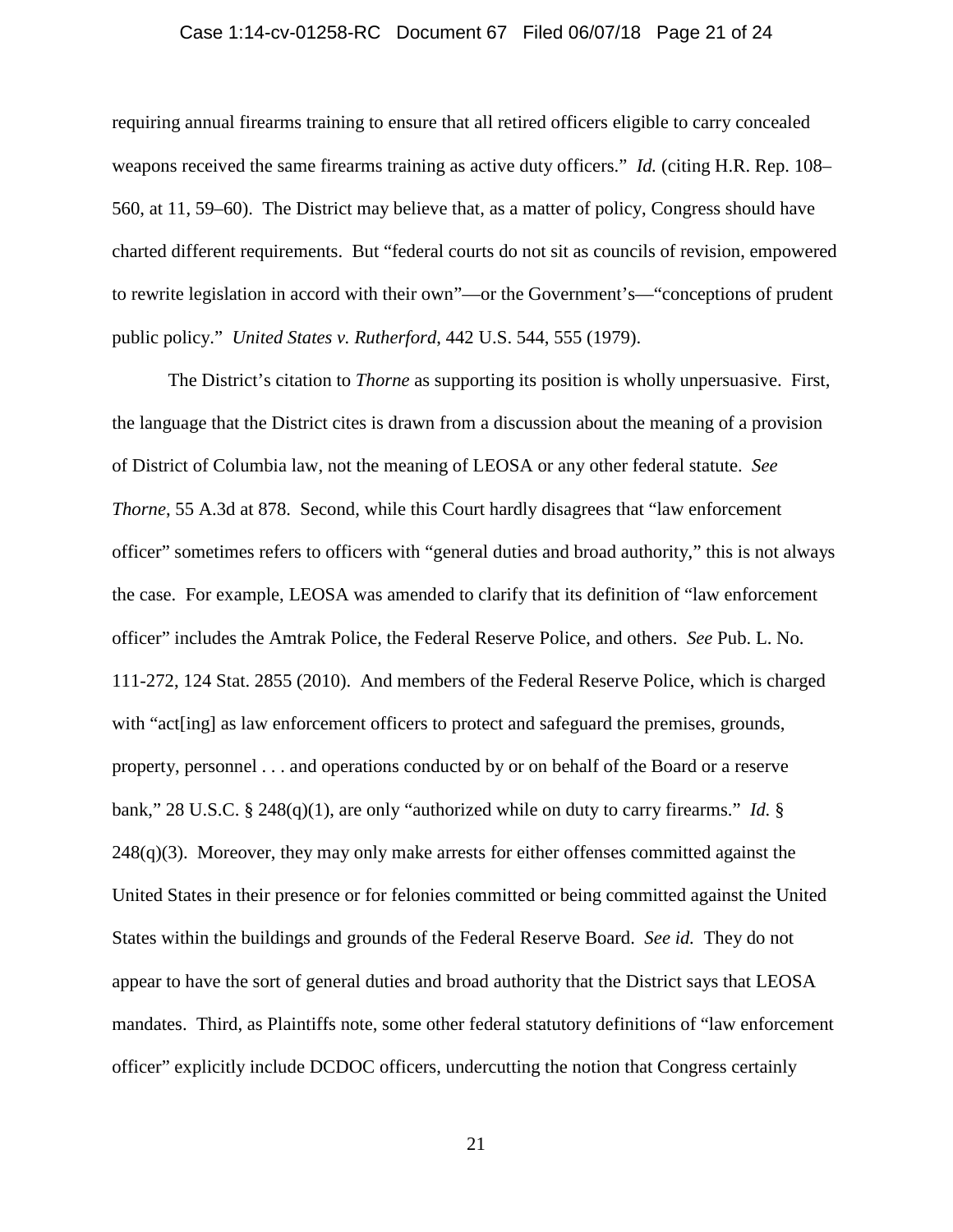requiring annual firearms training to ensure that all retired officers eligible to carry concealed weapons received the same firearms training as active duty officers." *Id.* (citing H.R. Rep. 108–560, at 11, 59–60). The District may believe that, as a matter of policy, Congress should have charted different requirements. But "federal courts do not sit as councils of revision, empowered to rewrite legislation in accord with their own"—or the Government's—"conceptions of prudent public policy." *United States v. Rutherford*, 442 U.S. 544, 555 (1979).

The District's citation to *Thorne* as supporting its position is wholly unpersuasive. First, the language that the District cites is drawn from a discussion about the meaning of a provision of District of Columbia law, not the meaning of LEOSA or any other federal statute. *See Thorne*, 55 A.3d at 878. Second, while this Court hardly disagrees that "law enforcement officer" sometimes refers to officers with "general duties and broad authority," this is not always the case. For example, LEOSA was amended to clarify that its definition of "law enforcement officer" includes the Amtrak Police, the Federal Reserve Police, and others. *See* Pub. L. No. 111-272, 124 Stat. 2855 (2010). And members of the Federal Reserve Police, which is charged with "act[ing] as law enforcement officers to protect and safeguard the premises, grounds, property, personnel . . . and operations conducted by or on behalf of the Board or a reserve bank," 28 U.S.C. § 248(q)(1), are only "authorized while on duty to carry firearms." *Id.* § 248(q)(3). Moreover, they may only make arrests for either offenses committed against the United States in their presence or for felonies committed or being committed against the United States within the buildings and grounds of the Federal Reserve Board. *See id.* They do not appear to have the sort of general duties and broad authority that the District says that LEOSA mandates. Third, as Plaintiffs note, some other federal statutory definitions of "law enforcement officer" explicitly include DCDOC officers, undercutting the notion that Congress certainly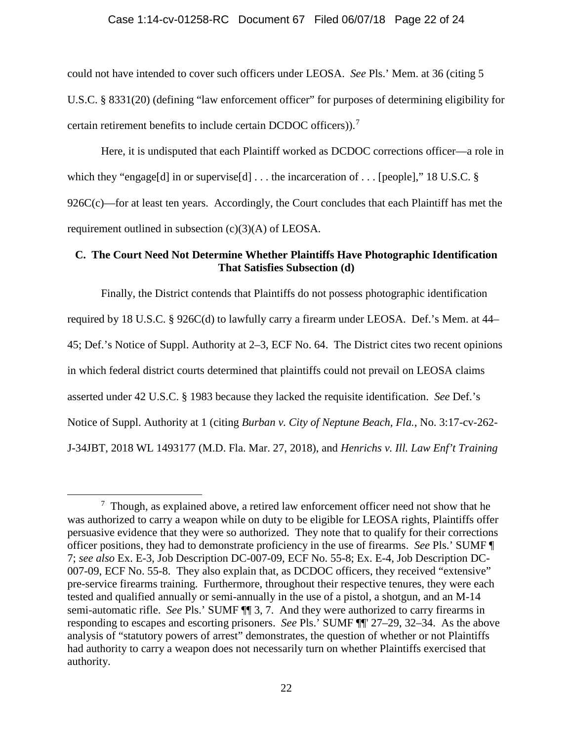could not have intended to cover such officers under LEOSA. *See* Pls.' Mem. at 36 (citing 5 U.S.C. § 8331(20) (defining "law enforcement officer" for purposes of determining eligibility for certain retirement benefits to include certain DCDOC officers)).[7]

Here, it is undisputed that each Plaintiff worked as DCDOC corrections officer—a role in which they "engage[d] in or supervise[d] . . . the incarceration of . . . [people]," 18 U.S.C. § 926C(c)—for at least ten years. Accordingly, the Court concludes that each Plaintiff has met the requirement outlined in subsection (c)(3)(A) of LEOSA.

### C. The Court Need Not Determine Whether Plaintiffs Have Photographic Identification That Satisfies Subsection (d)

Finally, the District contends that Plaintiffs do not possess photographic identification required by 18 U.S.C. § 926C(d) to lawfully carry a firearm under LEOSA. Def.'s Mem. at 44–45; Def.'s Notice of Suppl. Authority at 2–3, ECF No. 64. The District cites two recent opinions in which federal district courts determined that plaintiffs could not prevail on LEOSA claims asserted under 42 U.S.C. § 1983 because they lacked the requisite identification. *See* Def.'s Notice of Suppl. Authority at 1 (citing *Burban v. City of Neptune Beach, Fla.*, No. 3:17-cv-262-J-34JBT, 2018 WL 1493177 (M.D. Fla. Mar. 27, 2018), and *Henrichs v. Ill. Law Enf't Training*

---

[7] Though, as explained above, a retired law enforcement officer need not show that he was authorized to carry a weapon while on duty to be eligible for LEOSA rights, Plaintiffs offer persuasive evidence that they were so authorized. They note that to qualify for their corrections officer positions, they had to demonstrate proficiency in the use of firearms. *See* Pls.' SUMF ¶ 7; *see also* Ex. E-3, Job Description DC-007-09, ECF No. 55-8; Ex. E-4, Job Description DC-007-09, ECF No. 55-8. They also explain that, as DCDOC officers, they received "extensive" pre-service firearms training. Furthermore, throughout their respective tenures, they were each tested and qualified annually or semi-annually in the use of a pistol, a shotgun, and an M-14 semi-automatic rifle. *See* Pls.' SUMF ¶¶ 3, 7. And they were authorized to carry firearms in responding to escapes and escorting prisoners. *See* Pls.' SUMF ¶¶ 27–29, 32–34. As the above analysis of "statutory powers of arrest" demonstrates, the question of whether or not Plaintiffs had authority to carry a weapon does not necessarily turn on whether Plaintiffs exercised that authority.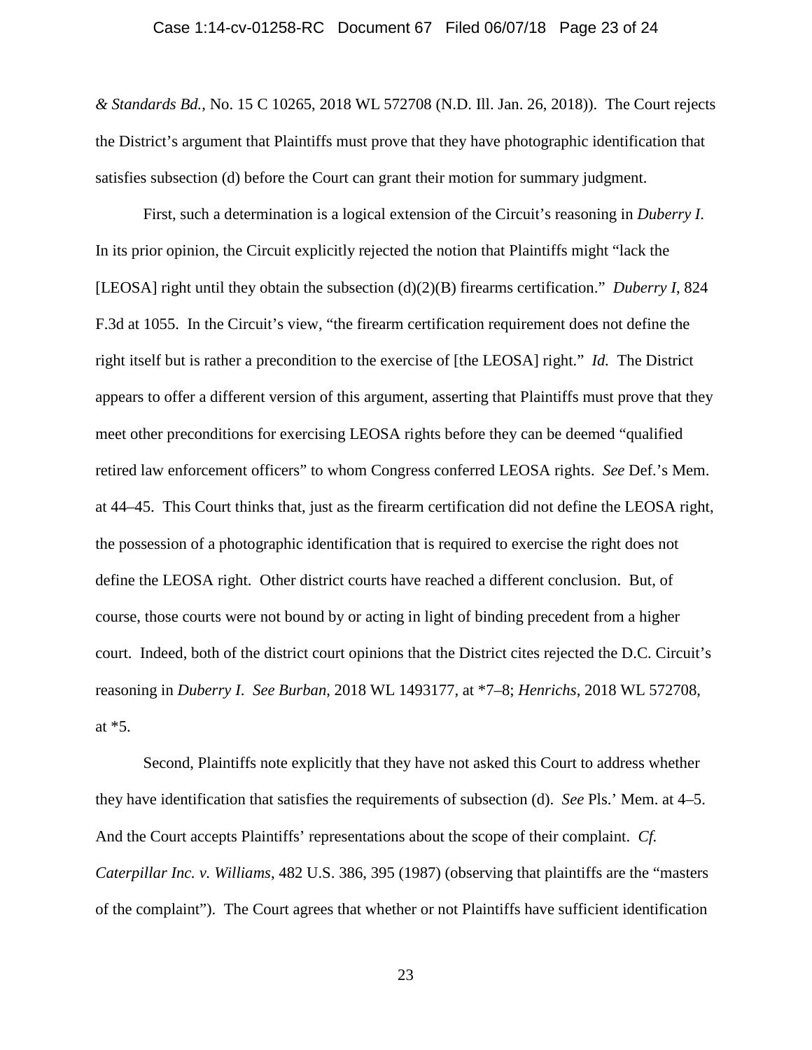*& Standards Bd.*, No. 15 C 10265, 2018 WL 572708 (N.D. Ill. Jan. 26, 2018)). The Court rejects the District's argument that Plaintiffs must prove that they have photographic identification that satisfies subsection (d) before the Court can grant their motion for summary judgment.

First, such a determination is a logical extension of the Circuit's reasoning in *Duberry I*. In its prior opinion, the Circuit explicitly rejected the notion that Plaintiffs might "lack the [LEOSA] right until they obtain the subsection (d)(2)(B) firearms certification." *Duberry I*, 824 F.3d at 1055. In the Circuit's view, "the firearm certification requirement does not define the right itself but is rather a precondition to the exercise of [the LEOSA] right." *Id.* The District appears to offer a different version of this argument, asserting that Plaintiffs must prove that they meet other preconditions for exercising LEOSA rights before they can be deemed "qualified retired law enforcement officers" to whom Congress conferred LEOSA rights. *See* Def.'s Mem. at 44–45. This Court thinks that, just as the firearm certification did not define the LEOSA right, the possession of a photographic identification that is required to exercise the right does not define the LEOSA right. Other district courts have reached a different conclusion. But, of course, those courts were not bound by or acting in light of binding precedent from a higher court. Indeed, both of the district court opinions that the District cites rejected the D.C. Circuit's reasoning in *Duberry I*. *See Burban*, 2018 WL 1493177, at *7–8; *Henrichs*, 2018 WL 572708, at *5.

Second, Plaintiffs note explicitly that they have not asked this Court to address whether they have identification that satisfies the requirements of subsection (d). *See* Pls.' Mem. at 4–5. And the Court accepts Plaintiffs' representations about the scope of their complaint. *Cf. Caterpillar Inc. v. Williams*, 482 U.S. 386, 395 (1987) (observing that plaintiffs are the "masters of the complaint"). The Court agrees that whether or not Plaintiffs have sufficient identification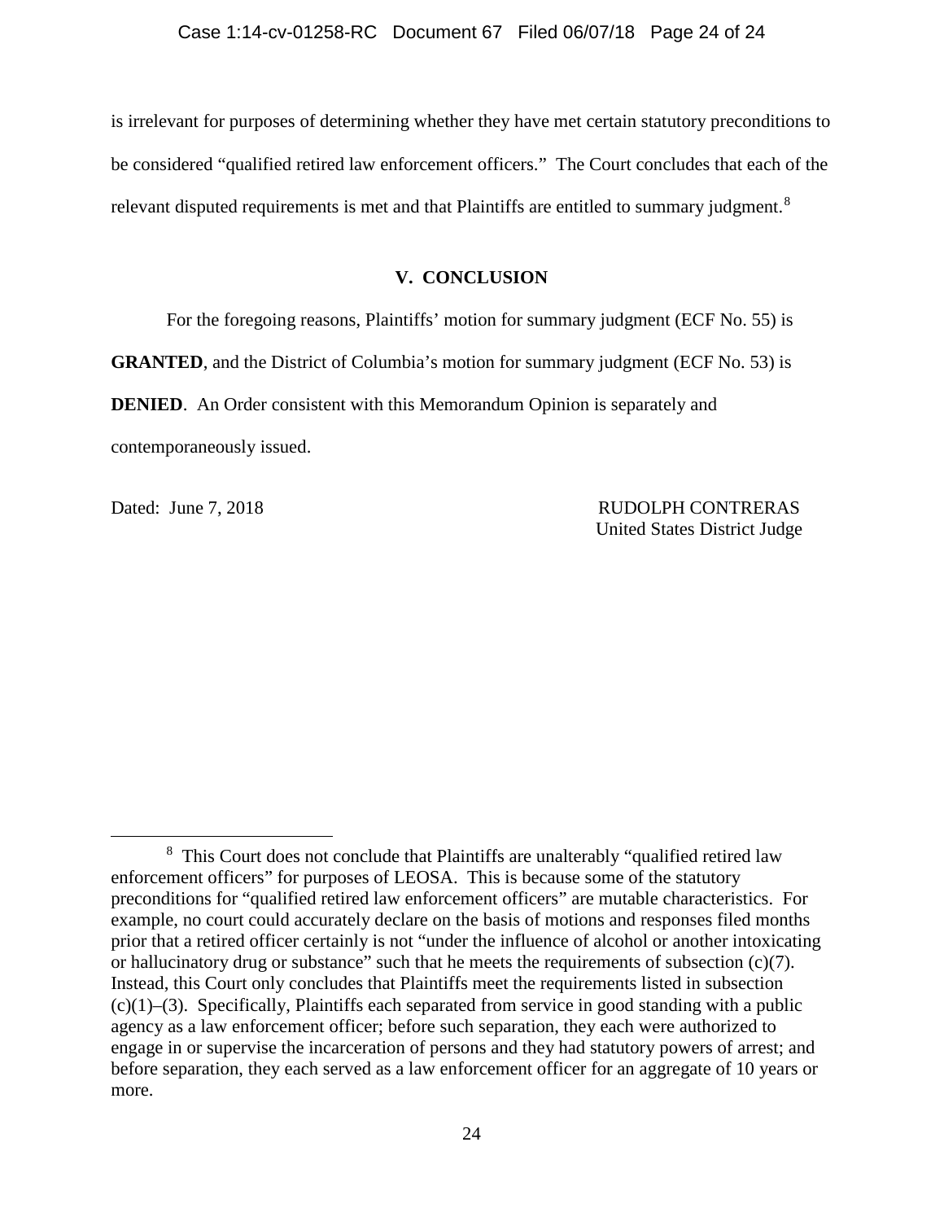is irrelevant for purposes of determining whether they have met certain statutory preconditions to be considered "qualified retired law enforcement officers." The Court concludes that each of the relevant disputed requirements is met and that Plaintiffs are entitled to summary judgment.[8]

## V. CONCLUSION

For the foregoing reasons, Plaintiffs' motion for summary judgment (ECF No. 55) is **GRANTED**, and the District of Columbia's motion for summary judgment (ECF No. 53) is **DENIED**. An Order consistent with this Memorandum Opinion is separately and contemporaneously issued.

Dated: June 7, 2018

RUDOLPH CONTRERAS
United States District Judge

---

[8] This Court does not conclude that Plaintiffs are unalterably "qualified retired law enforcement officers" for purposes of LEOSA. This is because some of the statutory preconditions for "qualified retired law enforcement officers" are mutable characteristics. For example, no court could accurately declare on the basis of motions and responses filed months prior that a retired officer certainly is not "under the influence of alcohol or another intoxicating or hallucinatory drug or substance" such that he meets the requirements of subsection (c)(7). Instead, this Court only concludes that Plaintiffs meet the requirements listed in subsection (c)(1)–(3). Specifically, Plaintiffs each separated from service in good standing with a public agency as a law enforcement officer; before such separation, they each were authorized to engage in or supervise the incarceration of persons and they had statutory powers of arrest; and before separation, they each served as a law enforcement officer for an aggregate of 10 years or more.